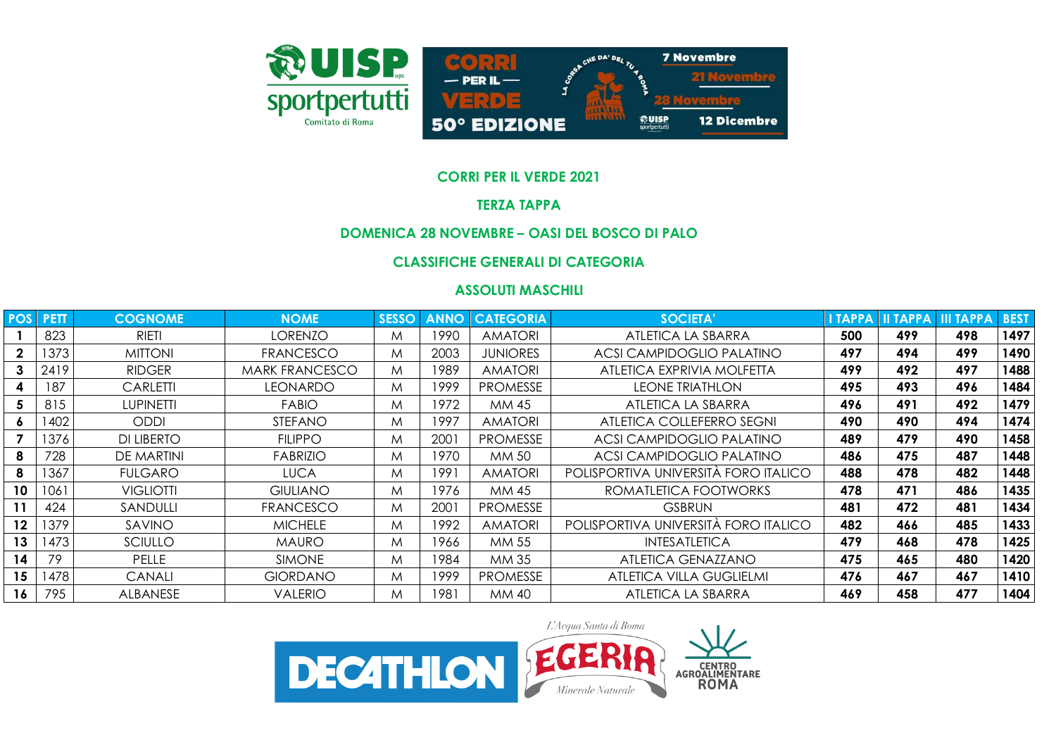## CORRI PER IL VERDE 2021

### TERZA TAPPA

### DOMENICA 28 NOVEMBRE – OASI DEL BOSCO DI PALO

### CLASSIFICHE GENERALI DI CATEGORIA

### ASSOLUTI MASCHILI

| POS | PETT | COGNOME | NOME | SESSO | ANNO | CATEGORIA | SOCIETA' | I TAPPA | II TAPPA | III TAPPA | BEST |
|---|---|---|---|---|---|---|---|---|---|---|---|
| 1 | 823 | RIETI | LORENZO | M | 1990 | AMATORI | ATLETICA LA SBARRA | 500 | 499 | 498 | 1497 |
| 2 | 1373 | MITTONI | FRANCESCO | M | 2003 | JUNIORES | ACSI CAMPIDOGLIO PALATINO | 497 | 494 | 499 | 1490 |
| 3 | 2419 | RIDGER | MARK FRANCESCO | M | 1989 | AMATORI | ATLETICA EXPRIVIA MOLFETTA | 499 | 492 | 497 | 1488 |
| 4 | 187 | CARLETTI | LEONARDO | M | 1999 | PROMESSE | LEONE TRIATHLON | 495 | 493 | 496 | 1484 |
| 5 | 815 | LUPINETTI | FABIO | M | 1972 | MM 45 | ATLETICA LA SBARRA | 496 | 491 | 492 | 1479 |
| 6 | 1402 | ODDI | STEFANO | M | 1997 | AMATORI | ATLETICA COLLEFERRO SEGNI | 490 | 490 | 494 | 1474 |
| 7 | 1376 | DI LIBERTO | FILIPPO | M | 2001 | PROMESSE | ACSI CAMPIDOGLIO PALATINO | 489 | 479 | 490 | 1458 |
| 8 | 728 | DE MARTINI | FABRIZIO | M | 1970 | MM 50 | ACSI CAMPIDOGLIO PALATINO | 486 | 475 | 487 | 1448 |
| 8 | 1367 | FULGARO | LUCA | M | 1991 | AMATORI | POLISPORTIVA UNIVERSITÀ FORO ITALICO | 488 | 478 | 482 | 1448 |
| 10 | 1061 | VIGLIOTTI | GIULIANO | M | 1976 | MM 45 | ROMATLETICA FOOTWORKS | 478 | 471 | 486 | 1435 |
| 11 | 424 | SANDULLI | FRANCESCO | M | 2001 | PROMESSE | GSBRUN | 481 | 472 | 481 | 1434 |
| 12 | 1379 | SAVINO | MICHELE | M | 1992 | AMATORI | POLISPORTIVA UNIVERSITÀ FORO ITALICO | 482 | 466 | 485 | 1433 |
| 13 | 1473 | SCIULLO | MAURO | M | 1966 | MM 55 | INTESATLETICA | 479 | 468 | 478 | 1425 |
| 14 | 79 | PELLE | SIMONE | M | 1984 | MM 35 | ATLETICA GENAZZANO | 475 | 465 | 480 | 1420 |
| 15 | 1478 | CANALI | GIORDANO | M | 1999 | PROMESSE | ATLETICA VILLA GUGLIELMI | 476 | 467 | 467 | 1410 |
| 16 | 795 | ALBANESE | VALERIO | M | 1981 | MM 40 | ATLETICA LA SBARRA | 469 | 458 | 477 | 1404 |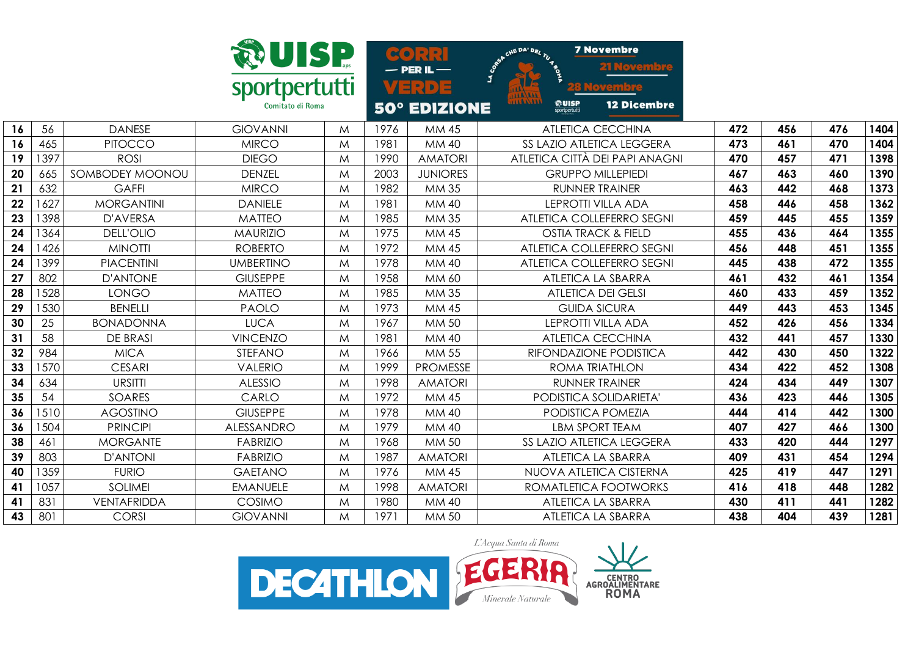| | | | | | | | | | | | |
|---|---|---|---|---|---|---|---|---|---|---|---|
| 16 | 56 | DANESE | GIOVANNI | M | 1976 | MM 45 | ATLETICA CECCHINA | 472 | 456 | 476 | 1404 |
| 16 | 465 | PITOCCO | MIRCO | M | 1981 | MM 40 | SS LAZIO ATLETICA LEGGERA | 473 | 461 | 470 | 1404 |
| 19 | 1397 | ROSI | DIEGO | M | 1990 | AMATORI | ATLETICA CITTÀ DEI PAPI ANAGNI | 470 | 457 | 471 | 1398 |
| 20 | 665 | SOMBODEY MOONOU | DENZEL | M | 2003 | JUNIORES | GRUPPO MILLEPIEDI | 467 | 463 | 460 | 1390 |
| 21 | 632 | GAFFI | MIRCO | M | 1982 | MM 35 | RUNNER TRAINER | 463 | 442 | 468 | 1373 |
| 22 | 1627 | MORGANTINI | DANIELE | M | 1981 | MM 40 | LEPROTTI VILLA ADA | 458 | 446 | 458 | 1362 |
| 23 | 1398 | D'AVERSA | MATTEO | M | 1985 | MM 35 | ATLETICA COLLEFERRO SEGNI | 459 | 445 | 455 | 1359 |
| 24 | 1364 | DELL'OLIO | MAURIZIO | M | 1975 | MM 45 | OSTIA TRACK & FIELD | 455 | 436 | 464 | 1355 |
| 24 | 1426 | MINOTTI | ROBERTO | M | 1972 | MM 45 | ATLETICA COLLEFERRO SEGNI | 456 | 448 | 451 | 1355 |
| 24 | 1399 | PIACENTINI | UMBERTINO | M | 1978 | MM 40 | ATLETICA COLLEFERRO SEGNI | 445 | 438 | 472 | 1355 |
| 27 | 802 | D'ANTONE | GIUSEPPE | M | 1958 | MM 60 | ATLETICA LA SBARRA | 461 | 432 | 461 | 1354 |
| 28 | 1528 | LONGO | MATTEO | M | 1985 | MM 35 | ATLETICA DEI GELSI | 460 | 433 | 459 | 1352 |
| 29 | 1530 | BENELLI | PAOLO | M | 1973 | MM 45 | GUIDA SICURA | 449 | 443 | 453 | 1345 |
| 30 | 25 | BONADONNA | LUCA | M | 1967 | MM 50 | LEPROTTI VILLA ADA | 452 | 426 | 456 | 1334 |
| 31 | 58 | DE BRASI | VINCENZO | M | 1981 | MM 40 | ATLETICA CECCHINA | 432 | 441 | 457 | 1330 |
| 32 | 984 | MICA | STEFANO | M | 1966 | MM 55 | RIFONDAZIONE PODISTICA | 442 | 430 | 450 | 1322 |
| 33 | 1570 | CESARI | VALERIO | M | 1999 | PROMESSE | ROMA TRIATHLON | 434 | 422 | 452 | 1308 |
| 34 | 634 | URSITTI | ALESSIO | M | 1998 | AMATORI | RUNNER TRAINER | 424 | 434 | 449 | 1307 |
| 35 | 54 | SOARES | CARLO | M | 1972 | MM 45 | PODISTICA SOLIDARIETA' | 436 | 423 | 446 | 1305 |
| 36 | 1510 | AGOSTINO | GIUSEPPE | M | 1978 | MM 40 | PODISTICA POMEZIA | 444 | 414 | 442 | 1300 |
| 36 | 1504 | PRINCIPI | ALESSANDRO | M | 1979 | MM 40 | LBM SPORT TEAM | 407 | 427 | 466 | 1300 |
| 38 | 461 | MORGANTE | FABRIZIO | M | 1968 | MM 50 | SS LAZIO ATLETICA LEGGERA | 433 | 420 | 444 | 1297 |
| 39 | 803 | D'ANTONI | FABRIZIO | M | 1987 | AMATORI | ATLETICA LA SBARRA | 409 | 431 | 454 | 1294 |
| 40 | 1359 | FURIO | GAETANO | M | 1976 | MM 45 | NUOVA ATLETICA CISTERNA | 425 | 419 | 447 | 1291 |
| 41 | 1057 | SOLIMEI | EMANUELE | M | 1998 | AMATORI | ROMATLETICA FOOTWORKS | 416 | 418 | 448 | 1282 |
| 41 | 831 | VENTAFRIDDA | COSIMO | M | 1980 | MM 40 | ATLETICA LA SBARRA | 430 | 411 | 441 | 1282 |
| 43 | 801 | CORSI | GIOVANNI | M | 1971 | MM 50 | ATLETICA LA SBARRA | 438 | 404 | 439 | 1281 |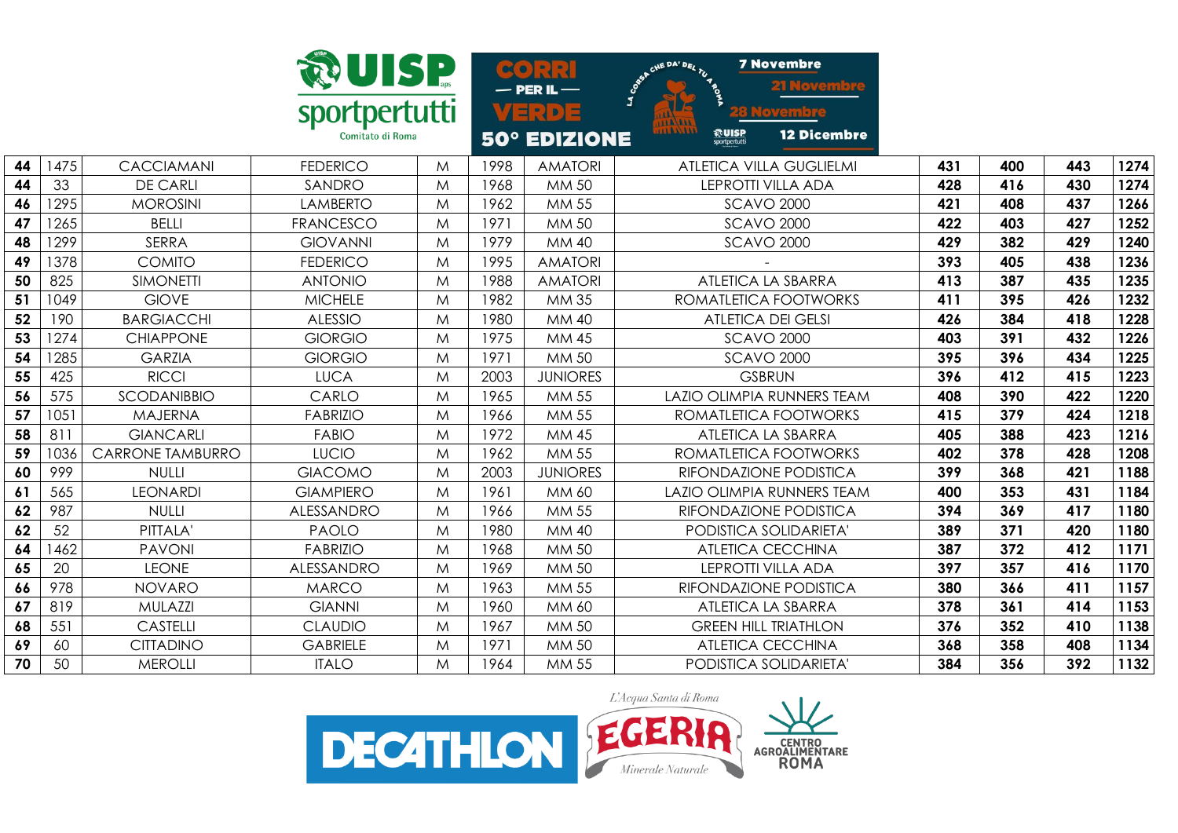| | | | | | | | | | | | |
|---|---|---|---|---|---|---|---|---|---|---|---|
| **44** | 1475 | CACCIAMANI | FEDERICO | M | 1998 | AMATORI | ATLETICA VILLA GUGLIELMI | **431** | **400** | **443** | **1274** |
| **44** | 33 | DE CARLI | SANDRO | M | 1968 | MM 50 | LEPROTTI VILLA ADA | **428** | **416** | **430** | **1274** |
| **46** | 1295 | MOROSINI | LAMBERTO | M | 1962 | MM 55 | SCAVO 2000 | **421** | **408** | **437** | **1266** |
| **47** | 1265 | BELLI | FRANCESCO | M | 1971 | MM 50 | SCAVO 2000 | **422** | **403** | **427** | **1252** |
| **48** | 1299 | SERRA | GIOVANNI | M | 1979 | MM 40 | SCAVO 2000 | **429** | **382** | **429** | **1240** |
| **49** | 1378 | COMITO | FEDERICO | M | 1995 | AMATORI | - | **393** | **405** | **438** | **1236** |
| **50** | 825 | SIMONETTI | ANTONIO | M | 1988 | AMATORI | ATLETICA LA SBARRA | **413** | **387** | **435** | **1235** |
| **51** | 1049 | GIOVE | MICHELE | M | 1982 | MM 35 | ROMATLETICA FOOTWORKS | **411** | **395** | **426** | **1232** |
| **52** | 190 | BARGIACCHI | ALESSIO | M | 1980 | MM 40 | ATLETICA DEI GELSI | **426** | **384** | **418** | **1228** |
| **53** | 1274 | CHIAPPONE | GIORGIO | M | 1975 | MM 45 | SCAVO 2000 | **403** | **391** | **432** | **1226** |
| **54** | 1285 | GARZIA | GIORGIO | M | 1971 | MM 50 | SCAVO 2000 | **395** | **396** | **434** | **1225** |
| **55** | 425 | RICCI | LUCA | M | 2003 | JUNIORES | GSBRUN | **396** | **412** | **415** | **1223** |
| **56** | 575 | SCODANIBBIO | CARLO | M | 1965 | MM 55 | LAZIO OLIMPIA RUNNERS TEAM | **408** | **390** | **422** | **1220** |
| **57** | 1051 | MAJERNA | FABRIZIO | M | 1966 | MM 55 | ROMATLETICA FOOTWORKS | **415** | **379** | **424** | **1218** |
| **58** | 811 | GIANCARLI | FABIO | M | 1972 | MM 45 | ATLETICA LA SBARRA | **405** | **388** | **423** | **1216** |
| **59** | 1036 | CARRONE TAMBURRO | LUCIO | M | 1962 | MM 55 | ROMATLETICA FOOTWORKS | **402** | **378** | **428** | **1208** |
| **60** | 999 | NULLI | GIACOMO | M | 2003 | JUNIORES | RIFONDAZIONE PODISTICA | **399** | **368** | **421** | **1188** |
| **61** | 565 | LEONARDI | GIAMPIERO | M | 1961 | MM 60 | LAZIO OLIMPIA RUNNERS TEAM | **400** | **353** | **431** | **1184** |
| **62** | 987 | NULLI | ALESSANDRO | M | 1966 | MM 55 | RIFONDAZIONE PODISTICA | **394** | **369** | **417** | **1180** |
| **62** | 52 | PITTALA' | PAOLO | M | 1980 | MM 40 | PODISTICA SOLIDARIETA' | **389** | **371** | **420** | **1180** |
| **64** | 1462 | PAVONI | FABRIZIO | M | 1968 | MM 50 | ATLETICA CECCHINA | **387** | **372** | **412** | **1171** |
| **65** | 20 | LEONE | ALESSANDRO | M | 1969 | MM 50 | LEPROTTI VILLA ADA | **397** | **357** | **416** | **1170** |
| **66** | 978 | NOVARO | MARCO | M | 1963 | MM 55 | RIFONDAZIONE PODISTICA | **380** | **366** | **411** | **1157** |
| **67** | 819 | MULAZZI | GIANNI | M | 1960 | MM 60 | ATLETICA LA SBARRA | **378** | **361** | **414** | **1153** |
| **68** | 551 | CASTELLI | CLAUDIO | M | 1967 | MM 50 | GREEN HILL TRIATHLON | **376** | **352** | **410** | **1138** |
| **69** | 60 | CITTADINO | GABRIELE | M | 1971 | MM 50 | ATLETICA CECCHINA | **368** | **358** | **408** | **1134** |
| **70** | 50 | MEROLLI | ITALO | M | 1964 | MM 55 | PODISTICA SOLIDARIETA' | **384** | **356** | **392** | **1132** |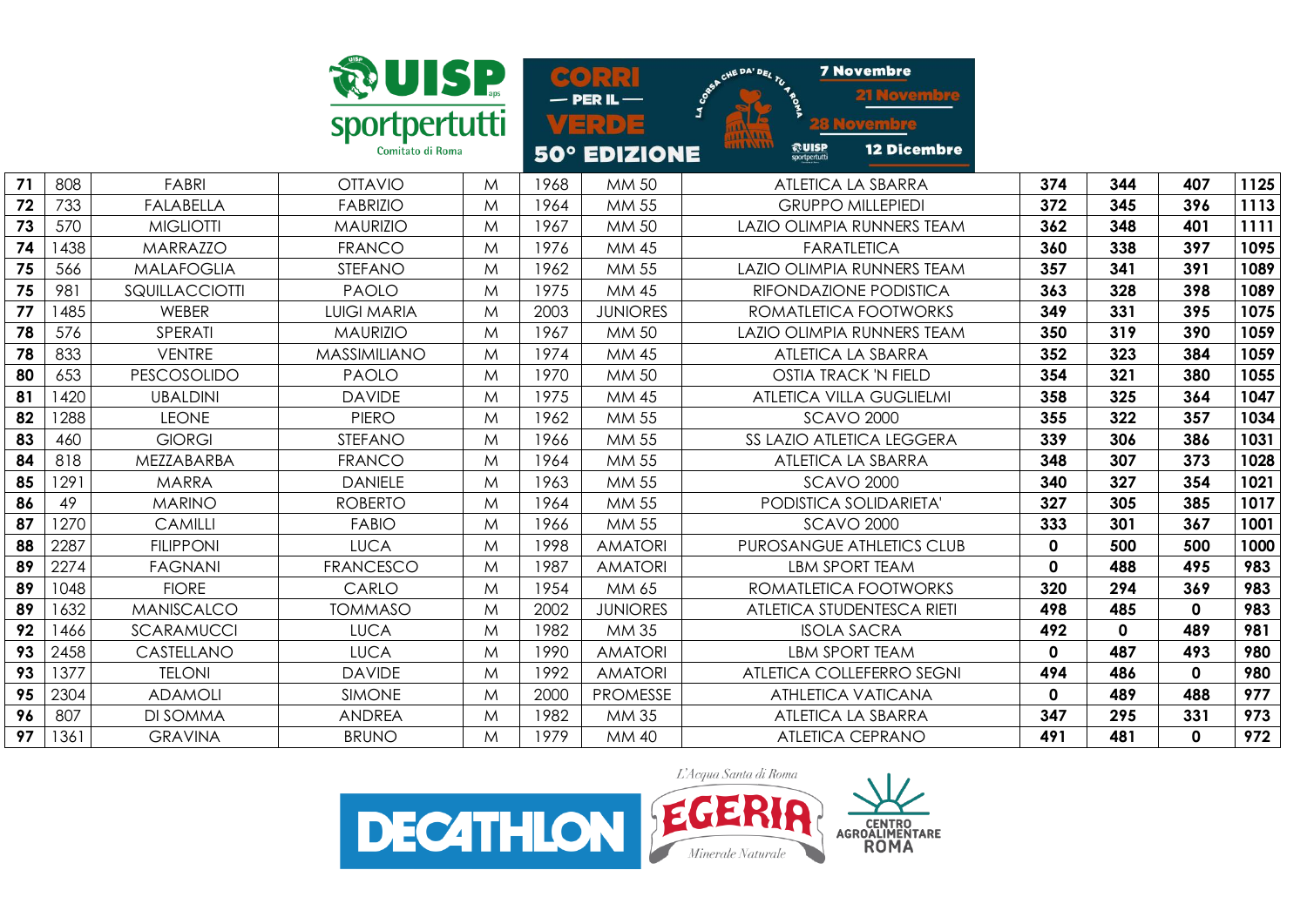| | | | | | | | | | | | |
|---|---|---|---|---|---|---|---|---|---|---|---|
| 71 | 808 | FABRI | OTTAVIO | M | 1968 | MM 50 | ATLETICA LA SBARRA | 374 | 344 | 407 | 1125 |
| 72 | 733 | FALABELLA | FABRIZIO | M | 1964 | MM 55 | GRUPPO MILLEPIEDI | 372 | 345 | 396 | 1113 |
| 73 | 570 | MIGLIOTTI | MAURIZIO | M | 1967 | MM 50 | LAZIO OLIMPIA RUNNERS TEAM | 362 | 348 | 401 | 1111 |
| 74 | 1438 | MARRAZZO | FRANCO | M | 1976 | MM 45 | FARATLETICA | 360 | 338 | 397 | 1095 |
| 75 | 566 | MALAFOGLIA | STEFANO | M | 1962 | MM 55 | LAZIO OLIMPIA RUNNERS TEAM | 357 | 341 | 391 | 1089 |
| 75 | 981 | SQUILLACCIOTTI | PAOLO | M | 1975 | MM 45 | RIFONDAZIONE PODISTICA | 363 | 328 | 398 | 1089 |
| 77 | 1485 | WEBER | LUIGI MARIA | M | 2003 | JUNIORES | ROMATLETICA FOOTWORKS | 349 | 331 | 395 | 1075 |
| 78 | 576 | SPERATI | MAURIZIO | M | 1967 | MM 50 | LAZIO OLIMPIA RUNNERS TEAM | 350 | 319 | 390 | 1059 |
| 78 | 833 | VENTRE | MASSIMILIANO | M | 1974 | MM 45 | ATLETICA LA SBARRA | 352 | 323 | 384 | 1059 |
| 80 | 653 | PESCOSOLIDO | PAOLO | M | 1970 | MM 50 | OSTIA TRACK 'N FIELD | 354 | 321 | 380 | 1055 |
| 81 | 1420 | UBALDINI | DAVIDE | M | 1975 | MM 45 | ATLETICA VILLA GUGLIELMI | 358 | 325 | 364 | 1047 |
| 82 | 1288 | LEONE | PIERO | M | 1962 | MM 55 | SCAVO 2000 | 355 | 322 | 357 | 1034 |
| 83 | 460 | GIORGI | STEFANO | M | 1966 | MM 55 | SS LAZIO ATLETICA LEGGERA | 339 | 306 | 386 | 1031 |
| 84 | 818 | MEZZABARBA | FRANCO | M | 1964 | MM 55 | ATLETICA LA SBARRA | 348 | 307 | 373 | 1028 |
| 85 | 1291 | MARRA | DANIELE | M | 1963 | MM 55 | SCAVO 2000 | 340 | 327 | 354 | 1021 |
| 86 | 49 | MARINO | ROBERTO | M | 1964 | MM 55 | PODISTICA SOLIDARIETA' | 327 | 305 | 385 | 1017 |
| 87 | 1270 | CAMILLI | FABIO | M | 1966 | MM 55 | SCAVO 2000 | 333 | 301 | 367 | 1001 |
| 88 | 2287 | FILIPPONI | LUCA | M | 1998 | AMATORI | PUROSANGUE ATHLETICS CLUB | 0 | 500 | 500 | 1000 |
| 89 | 2274 | FAGNANI | FRANCESCO | M | 1987 | AMATORI | LBM SPORT TEAM | 0 | 488 | 495 | 983 |
| 89 | 1048 | FIORE | CARLO | M | 1954 | MM 65 | ROMATLETICA FOOTWORKS | 320 | 294 | 369 | 983 |
| 89 | 1632 | MANISCALCO | TOMMASO | M | 2002 | JUNIORES | ATLETICA STUDENTESCA RIETI | 498 | 485 | 0 | 983 |
| 92 | 1466 | SCARAMUCCI | LUCA | M | 1982 | MM 35 | ISOLA SACRA | 492 | 0 | 489 | 981 |
| 93 | 2458 | CASTELLANO | LUCA | M | 1990 | AMATORI | LBM SPORT TEAM | 0 | 487 | 493 | 980 |
| 93 | 1377 | TELONI | DAVIDE | M | 1992 | AMATORI | ATLETICA COLLEFERRO SEGNI | 494 | 486 | 0 | 980 |
| 95 | 2304 | ADAMOLI | SIMONE | M | 2000 | PROMESSE | ATHLETICA VATICANA | 0 | 489 | 488 | 977 |
| 96 | 807 | DI SOMMA | ANDREA | M | 1982 | MM 35 | ATLETICA LA SBARRA | 347 | 295 | 331 | 973 |
| 97 | 1361 | GRAVINA | BRUNO | M | 1979 | MM 40 | ATLETICA CEPRANO | 491 | 481 | 0 | 972 |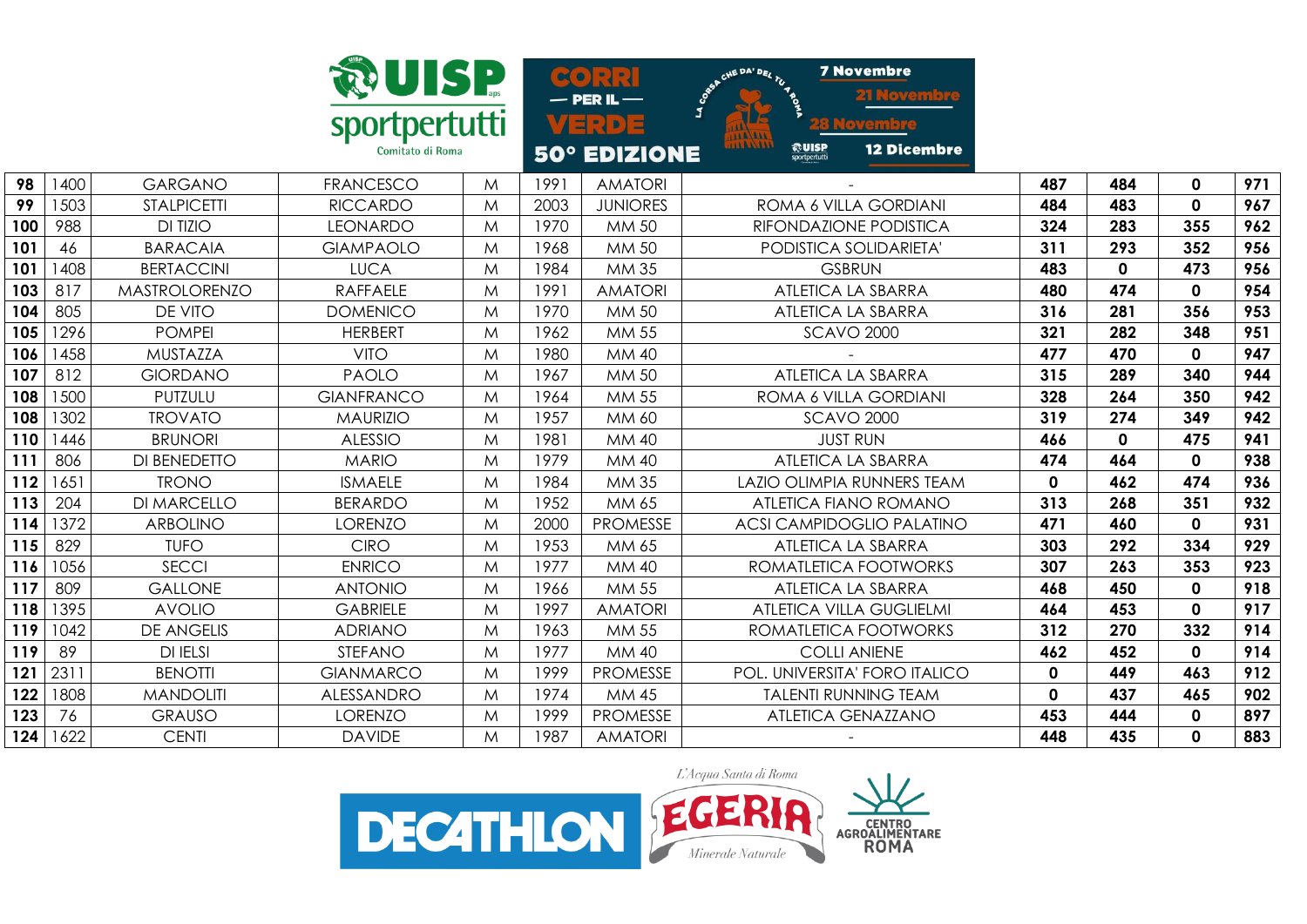| | | | | | | | | | | | | |
|---|---|---|---|---|---|---|---|---|---|---|---|---|
| 98 | 1400 | GARGANO | FRANCESCO | M | 1991 | AMATORI | - | 487 | 484 | 0 | 971 |
| 99 | 1503 | STALPICETTI | RICCARDO | M | 2003 | JUNIORES | ROMA 6 VILLA GORDIANI | 484 | 483 | 0 | 967 |
| 100 | 988 | DI TIZIO | LEONARDO | M | 1970 | MM 50 | RIFONDAZIONE PODISTICA | 324 | 283 | 355 | 962 |
| 101 | 46 | BARACAIA | GIAMPAOLO | M | 1968 | MM 50 | PODISTICA SOLIDARIETA' | 311 | 293 | 352 | 956 |
| 101 | 1408 | BERTACCINI | LUCA | M | 1984 | MM 35 | GSBRUN | 483 | 0 | 473 | 956 |
| 103 | 817 | MASTROLORENZO | RAFFAELE | M | 1991 | AMATORI | ATLETICA LA SBARRA | 480 | 474 | 0 | 954 |
| 104 | 805 | DE VITO | DOMENICO | M | 1970 | MM 50 | ATLETICA LA SBARRA | 316 | 281 | 356 | 953 |
| 105 | 1296 | POMPEI | HERBERT | M | 1962 | MM 55 | SCAVO 2000 | 321 | 282 | 348 | 951 |
| 106 | 1458 | MUSTAZZA | VITO | M | 1980 | MM 40 | - | 477 | 470 | 0 | 947 |
| 107 | 812 | GIORDANO | PAOLO | M | 1967 | MM 50 | ATLETICA LA SBARRA | 315 | 289 | 340 | 944 |
| 108 | 1500 | PUTZULU | GIANFRANCO | M | 1964 | MM 55 | ROMA 6 VILLA GORDIANI | 328 | 264 | 350 | 942 |
| 108 | 1302 | TROVATO | MAURIZIO | M | 1957 | MM 60 | SCAVO 2000 | 319 | 274 | 349 | 942 |
| 110 | 1446 | BRUNORI | ALESSIO | M | 1981 | MM 40 | JUST RUN | 466 | 0 | 475 | 941 |
| 111 | 806 | DI BENEDETTO | MARIO | M | 1979 | MM 40 | ATLETICA LA SBARRA | 474 | 464 | 0 | 938 |
| 112 | 1651 | TRONO | ISMAELE | M | 1984 | MM 35 | LAZIO OLIMPIA RUNNERS TEAM | 0 | 462 | 474 | 936 |
| 113 | 204 | DI MARCELLO | BERARDO | M | 1952 | MM 65 | ATLETICA FIANO ROMANO | 313 | 268 | 351 | 932 |
| 114 | 1372 | ARBOLINO | LORENZO | M | 2000 | PROMESSE | ACSI CAMPIDOGLIO PALATINO | 471 | 460 | 0 | 931 |
| 115 | 829 | TUFO | CIRO | M | 1953 | MM 65 | ATLETICA LA SBARRA | 303 | 292 | 334 | 929 |
| 116 | 1056 | SECCI | ENRICO | M | 1977 | MM 40 | ROMATLETICA FOOTWORKS | 307 | 263 | 353 | 923 |
| 117 | 809 | GALLONE | ANTONIO | M | 1966 | MM 55 | ATLETICA LA SBARRA | 468 | 450 | 0 | 918 |
| 118 | 1395 | AVOLIO | GABRIELE | M | 1997 | AMATORI | ATLETICA VILLA GUGLIELMI | 464 | 453 | 0 | 917 |
| 119 | 1042 | DE ANGELIS | ADRIANO | M | 1963 | MM 55 | ROMATLETICA FOOTWORKS | 312 | 270 | 332 | 914 |
| 119 | 89 | DI IELSI | STEFANO | M | 1977 | MM 40 | COLLI ANIENE | 462 | 452 | 0 | 914 |
| 121 | 2311 | BENOTTI | GIANMARCO | M | 1999 | PROMESSE | POL. UNIVERSITA' FORO ITALICO | 0 | 449 | 463 | 912 |
| 122 | 1808 | MANDOLITI | ALESSANDRO | M | 1974 | MM 45 | TALENTI RUNNING TEAM | 0 | 437 | 465 | 902 |
| 123 | 76 | GRAUSO | LORENZO | M | 1999 | PROMESSE | ATLETICA GENAZZANO | 453 | 444 | 0 | 897 |
| 124 | 1622 | CENTI | DAVIDE | M | 1987 | AMATORI | - | 448 | 435 | 0 | 883 |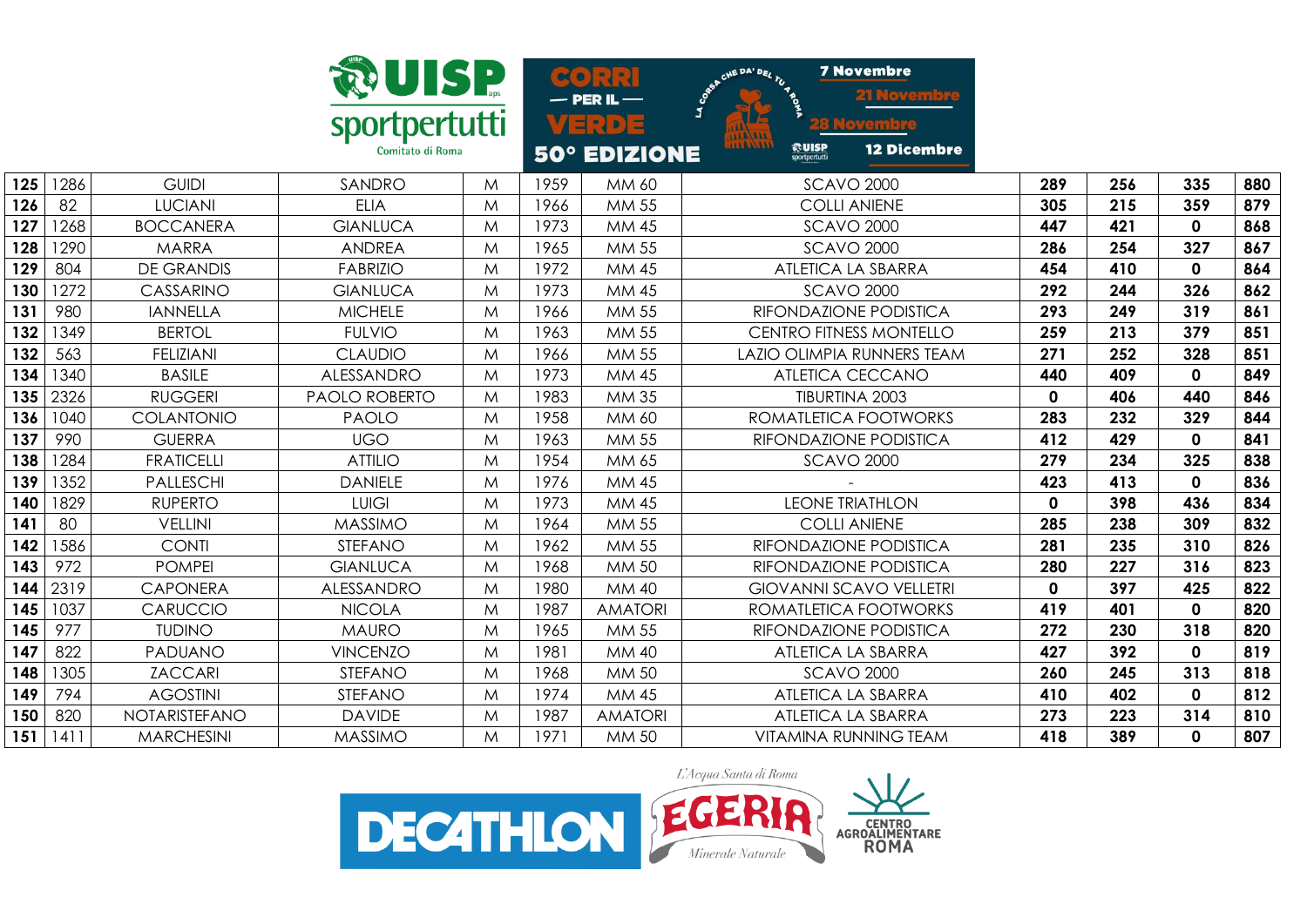| | | | | | | | | | | | | |
|---|---|---|---|---|---|---|---|---|---|---|---|---|
| 125 | 1286 | GUIDI | SANDRO | M | 1959 | MM 60 | SCAVO 2000 | 289 | 256 | 335 | 880 |
| 126 | 82 | LUCIANI | ELIA | M | 1966 | MM 55 | COLLI ANIENE | 305 | 215 | 359 | 879 |
| 127 | 1268 | BOCCANERA | GIANLUCA | M | 1973 | MM 45 | SCAVO 2000 | 447 | 421 | 0 | 868 |
| 128 | 1290 | MARRA | ANDREA | M | 1965 | MM 55 | SCAVO 2000 | 286 | 254 | 327 | 867 |
| 129 | 804 | DE GRANDIS | FABRIZIO | M | 1972 | MM 45 | ATLETICA LA SBARRA | 454 | 410 | 0 | 864 |
| 130 | 1272 | CASSARINO | GIANLUCA | M | 1973 | MM 45 | SCAVO 2000 | 292 | 244 | 326 | 862 |
| 131 | 980 | IANNELLA | MICHELE | M | 1966 | MM 55 | RIFONDAZIONE PODISTICA | 293 | 249 | 319 | 861 |
| 132 | 1349 | BERTOL | FULVIO | M | 1963 | MM 55 | CENTRO FITNESS MONTELLO | 259 | 213 | 379 | 851 |
| 132 | 563 | FELIZIANI | CLAUDIO | M | 1966 | MM 55 | LAZIO OLIMPIA RUNNERS TEAM | 271 | 252 | 328 | 851 |
| 134 | 1340 | BASILE | ALESSANDRO | M | 1973 | MM 45 | ATLETICA CECCANO | 440 | 409 | 0 | 849 |
| 135 | 2326 | RUGGERI | PAOLO ROBERTO | M | 1983 | MM 35 | TIBURTINA 2003 | 0 | 406 | 440 | 846 |
| 136 | 1040 | COLANTONIO | PAOLO | M | 1958 | MM 60 | ROMATLETICA FOOTWORKS | 283 | 232 | 329 | 844 |
| 137 | 990 | GUERRA | UGO | M | 1963 | MM 55 | RIFONDAZIONE PODISTICA | 412 | 429 | 0 | 841 |
| 138 | 1284 | FRATICELLI | ATTILIO | M | 1954 | MM 65 | SCAVO 2000 | 279 | 234 | 325 | 838 |
| 139 | 1352 | PALLESCHI | DANIELE | M | 1976 | MM 45 | - | 423 | 413 | 0 | 836 |
| 140 | 1829 | RUPERTO | LUIGI | M | 1973 | MM 45 | LEONE TRIATHLON | 0 | 398 | 436 | 834 |
| 141 | 80 | VELLINI | MASSIMO | M | 1964 | MM 55 | COLLI ANIENE | 285 | 238 | 309 | 832 |
| 142 | 1586 | CONTI | STEFANO | M | 1962 | MM 55 | RIFONDAZIONE PODISTICA | 281 | 235 | 310 | 826 |
| 143 | 972 | POMPEI | GIANLUCA | M | 1968 | MM 50 | RIFONDAZIONE PODISTICA | 280 | 227 | 316 | 823 |
| 144 | 2319 | CAPONERA | ALESSANDRO | M | 1980 | MM 40 | GIOVANNI SCAVO VELLETRI | 0 | 397 | 425 | 822 |
| 145 | 1037 | CARUCCIO | NICOLA | M | 1987 | AMATORI | ROMATLETICA FOOTWORKS | 419 | 401 | 0 | 820 |
| 145 | 977 | TUDINO | MAURO | M | 1965 | MM 55 | RIFONDAZIONE PODISTICA | 272 | 230 | 318 | 820 |
| 147 | 822 | PADUANO | VINCENZO | M | 1981 | MM 40 | ATLETICA LA SBARRA | 427 | 392 | 0 | 819 |
| 148 | 1305 | ZACCARI | STEFANO | M | 1968 | MM 50 | SCAVO 2000 | 260 | 245 | 313 | 818 |
| 149 | 794 | AGOSTINI | STEFANO | M | 1974 | MM 45 | ATLETICA LA SBARRA | 410 | 402 | 0 | 812 |
| 150 | 820 | NOTARISTEFANO | DAVIDE | M | 1987 | AMATORI | ATLETICA LA SBARRA | 273 | 223 | 314 | 810 |
| 151 | 1411 | MARCHESINI | MASSIMO | M | 1971 | MM 50 | VITAMINA RUNNING TEAM | 418 | 389 | 0 | 807 |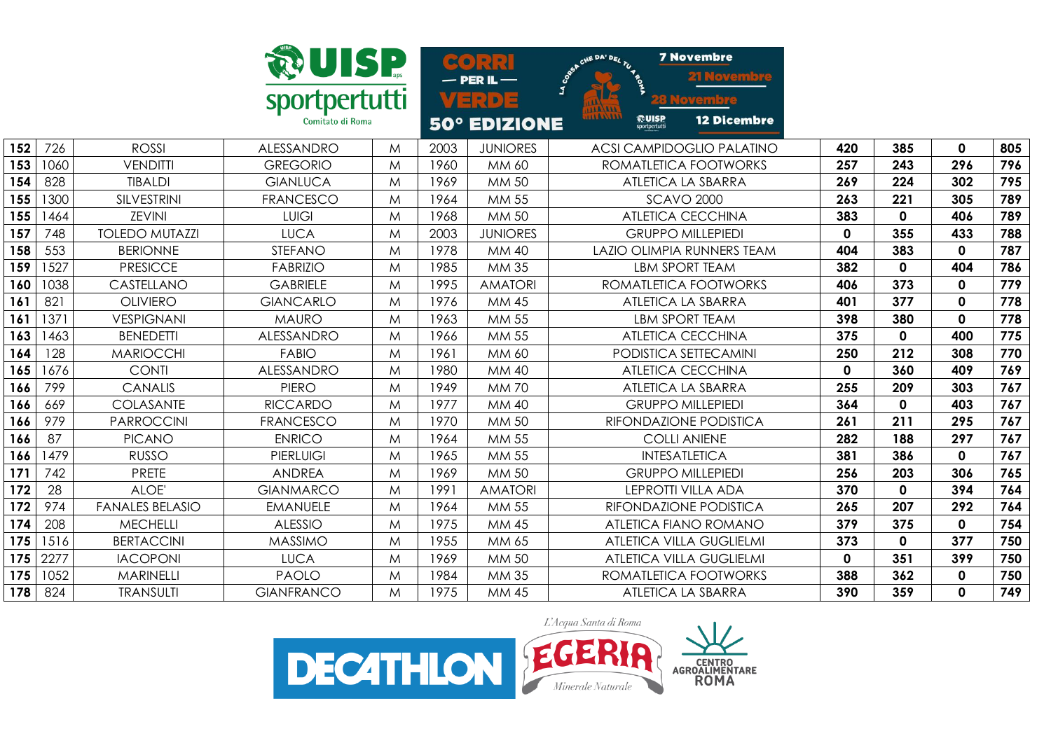| | | | | | | | | | | | |
|---|---|---|---|---|---|---|---|---|---|---|---|
| **152** | 726 | ROSSI | ALESSANDRO | M | 2003 | JUNIORES | ACSI CAMPIDOGLIO PALATINO | **420** | **385** | **0** | **805** |
| **153** | 1060 | VENDITTI | GREGORIO | M | 1960 | MM 60 | ROMATLETICA FOOTWORKS | **257** | **243** | **296** | **796** |
| **154** | 828 | TIBALDI | GIANLUCA | M | 1969 | MM 50 | ATLETICA LA SBARRA | **269** | **224** | **302** | **795** |
| **155** | 1300 | SILVESTRINI | FRANCESCO | M | 1964 | MM 55 | SCAVO 2000 | **263** | **221** | **305** | **789** |
| **155** | 1464 | ZEVINI | LUIGI | M | 1968 | MM 50 | ATLETICA CECCHINA | **383** | **0** | **406** | **789** |
| **157** | 748 | TOLEDO MUTAZZI | LUCA | M | 2003 | JUNIORES | GRUPPO MILLEPIEDI | **0** | **355** | **433** | **788** |
| **158** | 553 | BERIONNE | STEFANO | M | 1978 | MM 40 | LAZIO OLIMPIA RUNNERS TEAM | **404** | **383** | **0** | **787** |
| **159** | 1527 | PRESICCE | FABRIZIO | M | 1985 | MM 35 | LBM SPORT TEAM | **382** | **0** | **404** | **786** |
| **160** | 1038 | CASTELLANO | GABRIELE | M | 1995 | AMATORI | ROMATLETICA FOOTWORKS | **406** | **373** | **0** | **779** |
| **161** | 821 | OLIVIERO | GIANCARLO | M | 1976 | MM 45 | ATLETICA LA SBARRA | **401** | **377** | **0** | **778** |
| **161** | 1371 | VESPIGNANI | MAURO | M | 1963 | MM 55 | LBM SPORT TEAM | **398** | **380** | **0** | **778** |
| **163** | 1463 | BENEDETTI | ALESSANDRO | M | 1966 | MM 55 | ATLETICA CECCHINA | **375** | **0** | **400** | **775** |
| **164** | 128 | MARIOCCHI | FABIO | M | 1961 | MM 60 | PODISTICA SETTECAMINI | **250** | **212** | **308** | **770** |
| **165** | 1676 | CONTI | ALESSANDRO | M | 1980 | MM 40 | ATLETICA CECCHINA | **0** | **360** | **409** | **769** |
| **166** | 799 | CANALIS | PIERO | M | 1949 | MM 70 | ATLETICA LA SBARRA | **255** | **209** | **303** | **767** |
| **166** | 669 | COLASANTE | RICCARDO | M | 1977 | MM 40 | GRUPPO MILLEPIEDI | **364** | **0** | **403** | **767** |
| **166** | 979 | PARROCCINI | FRANCESCO | M | 1970 | MM 50 | RIFONDAZIONE PODISTICA | **261** | **211** | **295** | **767** |
| **166** | 87 | PICANO | ENRICO | M | 1964 | MM 55 | COLLI ANIENE | **282** | **188** | **297** | **767** |
| **166** | 1479 | RUSSO | PIERLUIGI | M | 1965 | MM 55 | INTESATLETICA | **381** | **386** | **0** | **767** |
| **171** | 742 | PRETE | ANDREA | M | 1969 | MM 50 | GRUPPO MILLEPIEDI | **256** | **203** | **306** | **765** |
| **172** | 28 | ALOE' | GIANMARCO | M | 1991 | AMATORI | LEPROTTI VILLA ADA | **370** | **0** | **394** | **764** |
| **172** | 974 | FANALES BELASIO | EMANUELE | M | 1964 | MM 55 | RIFONDAZIONE PODISTICA | **265** | **207** | **292** | **764** |
| **174** | 208 | MECHELLI | ALESSIO | M | 1975 | MM 45 | ATLETICA FIANO ROMANO | **379** | **375** | **0** | **754** |
| **175** | 1516 | BERTACCINI | MASSIMO | M | 1955 | MM 65 | ATLETICA VILLA GUGLIELMI | **373** | **0** | **377** | **750** |
| **175** | 2277 | IACOPONI | LUCA | M | 1969 | MM 50 | ATLETICA VILLA GUGLIELMI | **0** | **351** | **399** | **750** |
| **175** | 1052 | MARINELLI | PAOLO | M | 1984 | MM 35 | ROMATLETICA FOOTWORKS | **388** | **362** | **0** | **750** |
| **178** | 824 | TRANSULTI | GIANFRANCO | M | 1975 | MM 45 | ATLETICA LA SBARRA | **390** | **359** | **0** | **749** |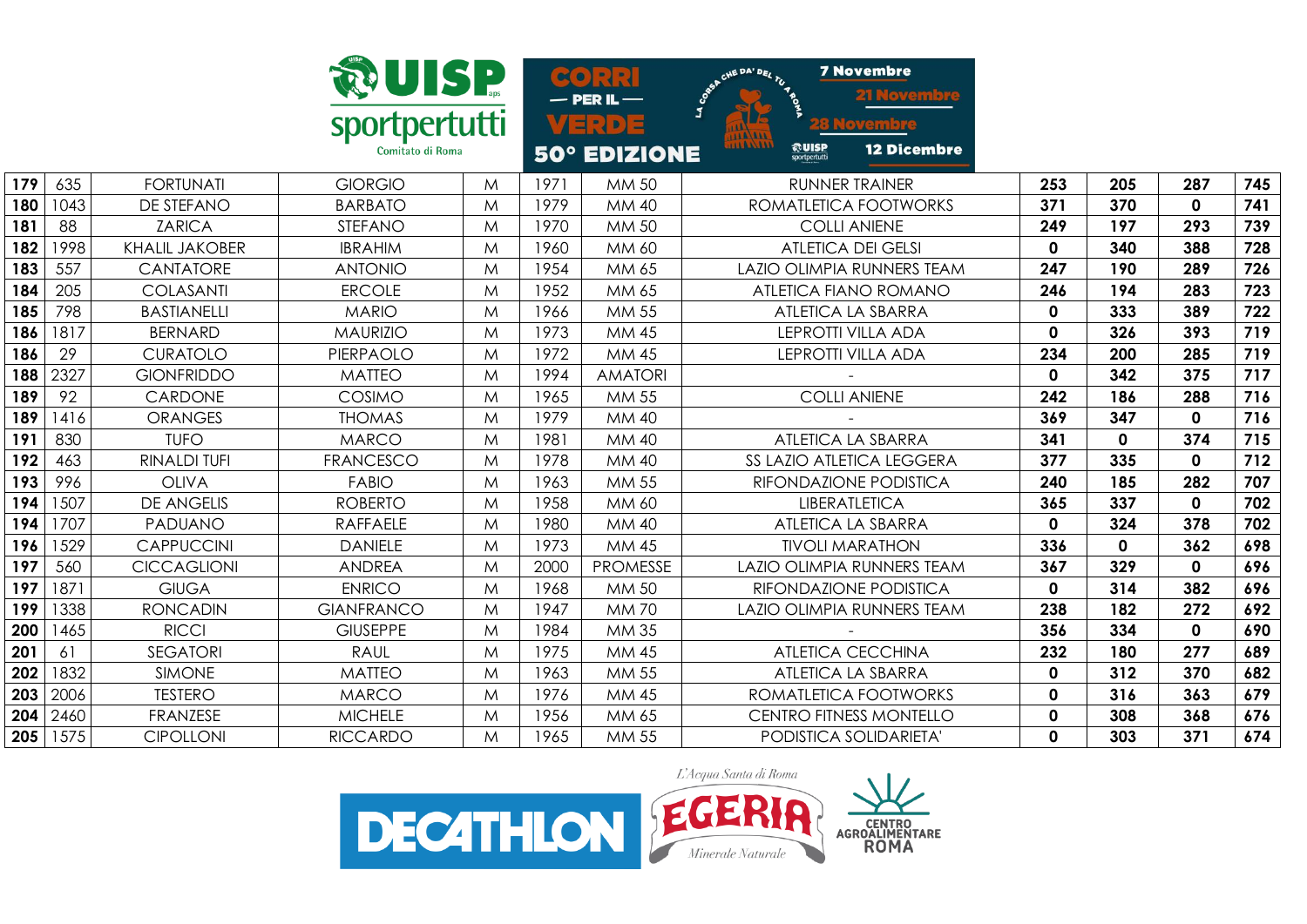| | | | | | | | | | | | |
|---|---|---|---|---|---|---|---|---|---|---|---|
| 179 | 635 | FORTUNATI | GIORGIO | M | 1971 | MM 50 | RUNNER TRAINER | 253 | 205 | 287 | 745 |
| 180 | 1043 | DE STEFANO | BARBATO | M | 1979 | MM 40 | ROMATLETICA FOOTWORKS | 371 | 370 | 0 | 741 |
| 181 | 88 | ZARICA | STEFANO | M | 1970 | MM 50 | COLLI ANIENE | 249 | 197 | 293 | 739 |
| 182 | 1998 | KHALIL JAKOBER | IBRAHIM | M | 1960 | MM 60 | ATLETICA DEI GELSI | 0 | 340 | 388 | 728 |
| 183 | 557 | CANTATORE | ANTONIO | M | 1954 | MM 65 | LAZIO OLIMPIA RUNNERS TEAM | 247 | 190 | 289 | 726 |
| 184 | 205 | COLASANTI | ERCOLE | M | 1952 | MM 65 | ATLETICA FIANO ROMANO | 246 | 194 | 283 | 723 |
| 185 | 798 | BASTIANELLI | MARIO | M | 1966 | MM 55 | ATLETICA LA SBARRA | 0 | 333 | 389 | 722 |
| 186 | 1817 | BERNARD | MAURIZIO | M | 1973 | MM 45 | LEPROTTI VILLA ADA | 0 | 326 | 393 | 719 |
| 186 | 29 | CURATOLO | PIERPAOLO | M | 1972 | MM 45 | LEPROTTI VILLA ADA | 234 | 200 | 285 | 719 |
| 188 | 2327 | GIONFRIDDO | MATTEO | M | 1994 | AMATORI | - | 0 | 342 | 375 | 717 |
| 189 | 92 | CARDONE | COSIMO | M | 1965 | MM 55 | COLLI ANIENE | 242 | 186 | 288 | 716 |
| 189 | 1416 | ORANGES | THOMAS | M | 1979 | MM 40 | - | 369 | 347 | 0 | 716 |
| 191 | 830 | TUFO | MARCO | M | 1981 | MM 40 | ATLETICA LA SBARRA | 341 | 0 | 374 | 715 |
| 192 | 463 | RINALDI TUFI | FRANCESCO | M | 1978 | MM 40 | SS LAZIO ATLETICA LEGGERA | 377 | 335 | 0 | 712 |
| 193 | 996 | OLIVA | FABIO | M | 1963 | MM 55 | RIFONDAZIONE PODISTICA | 240 | 185 | 282 | 707 |
| 194 | 1507 | DE ANGELIS | ROBERTO | M | 1958 | MM 60 | LIBERATLETICA | 365 | 337 | 0 | 702 |
| 194 | 1707 | PADUANO | RAFFAELE | M | 1980 | MM 40 | ATLETICA LA SBARRA | 0 | 324 | 378 | 702 |
| 196 | 1529 | CAPPUCCINI | DANIELE | M | 1973 | MM 45 | TIVOLI MARATHON | 336 | 0 | 362 | 698 |
| 197 | 560 | CICCAGLIONI | ANDREA | M | 2000 | PROMESSE | LAZIO OLIMPIA RUNNERS TEAM | 367 | 329 | 0 | 696 |
| 197 | 1871 | GIUGA | ENRICO | M | 1968 | MM 50 | RIFONDAZIONE PODISTICA | 0 | 314 | 382 | 696 |
| 199 | 1338 | RONCADIN | GIANFRANCO | M | 1947 | MM 70 | LAZIO OLIMPIA RUNNERS TEAM | 238 | 182 | 272 | 692 |
| 200 | 1465 | RICCI | GIUSEPPE | M | 1984 | MM 35 | - | 356 | 334 | 0 | 690 |
| 201 | 61 | SEGATORI | RAUL | M | 1975 | MM 45 | ATLETICA CECCHINA | 232 | 180 | 277 | 689 |
| 202 | 1832 | SIMONE | MATTEO | M | 1963 | MM 55 | ATLETICA LA SBARRA | 0 | 312 | 370 | 682 |
| 203 | 2006 | TESTERO | MARCO | M | 1976 | MM 45 | ROMATLETICA FOOTWORKS | 0 | 316 | 363 | 679 |
| 204 | 2460 | FRANZESE | MICHELE | M | 1956 | MM 65 | CENTRO FITNESS MONTELLO | 0 | 308 | 368 | 676 |
| 205 | 1575 | CIPOLLONI | RICCARDO | M | 1965 | MM 55 | PODISTICA SOLIDARIETA' | 0 | 303 | 371 | 674 |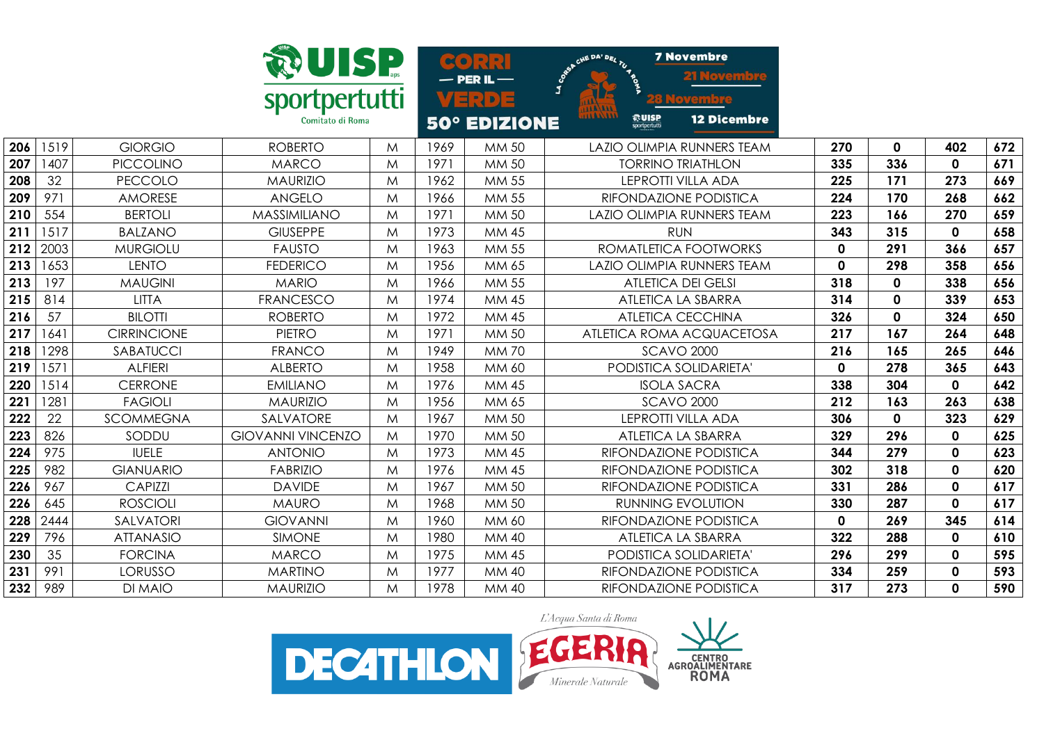| | | | | | | | | | | | |
|---|---|---|---|---|---|---|---|---|---|---|---|
| 206 | 1519 | GIORGIO | ROBERTO | M | 1969 | MM 50 | LAZIO OLIMPIA RUNNERS TEAM | 270 | 0 | 402 | 672 |
| 207 | 1407 | PICCOLINO | MARCO | M | 1971 | MM 50 | TORRINO TRIATHLON | 335 | 336 | 0 | 671 |
| 208 | 32 | PECCOLO | MAURIZIO | M | 1962 | MM 55 | LEPROTTI VILLA ADA | 225 | 171 | 273 | 669 |
| 209 | 971 | AMORESE | ANGELO | M | 1966 | MM 55 | RIFONDAZIONE PODISTICA | 224 | 170 | 268 | 662 |
| 210 | 554 | BERTOLI | MASSIMILIANO | M | 1971 | MM 50 | LAZIO OLIMPIA RUNNERS TEAM | 223 | 166 | 270 | 659 |
| 211 | 1517 | BALZANO | GIUSEPPE | M | 1973 | MM 45 | RUN | 343 | 315 | 0 | 658 |
| 212 | 2003 | MURGIOLU | FAUSTO | M | 1963 | MM 55 | ROMATLETICA FOOTWORKS | 0 | 291 | 366 | 657 |
| 213 | 1653 | LENTO | FEDERICO | M | 1956 | MM 65 | LAZIO OLIMPIA RUNNERS TEAM | 0 | 298 | 358 | 656 |
| 213 | 197 | MAUGINI | MARIO | M | 1966 | MM 55 | ATLETICA DEI GELSI | 318 | 0 | 338 | 656 |
| 215 | 814 | LITTA | FRANCESCO | M | 1974 | MM 45 | ATLETICA LA SBARRA | 314 | 0 | 339 | 653 |
| 216 | 57 | BILOTTI | ROBERTO | M | 1972 | MM 45 | ATLETICA CECCHINA | 326 | 0 | 324 | 650 |
| 217 | 1641 | CIRRINCIONE | PIETRO | M | 1971 | MM 50 | ATLETICA ROMA ACQUACETOSA | 217 | 167 | 264 | 648 |
| 218 | 1298 | SABATUCCI | FRANCO | M | 1949 | MM 70 | SCAVO 2000 | 216 | 165 | 265 | 646 |
| 219 | 1571 | ALFIERI | ALBERTO | M | 1958 | MM 60 | PODISTICA SOLIDARIETA' | 0 | 278 | 365 | 643 |
| 220 | 1514 | CERRONE | EMILIANO | M | 1976 | MM 45 | ISOLA SACRA | 338 | 304 | 0 | 642 |
| 221 | 1281 | FAGIOLI | MAURIZIO | M | 1956 | MM 65 | SCAVO 2000 | 212 | 163 | 263 | 638 |
| 222 | 22 | SCOMMEGNA | SALVATORE | M | 1967 | MM 50 | LEPROTTI VILLA ADA | 306 | 0 | 323 | 629 |
| 223 | 826 | SODDU | GIOVANNI VINCENZO | M | 1970 | MM 50 | ATLETICA LA SBARRA | 329 | 296 | 0 | 625 |
| 224 | 975 | IUELE | ANTONIO | M | 1973 | MM 45 | RIFONDAZIONE PODISTICA | 344 | 279 | 0 | 623 |
| 225 | 982 | GIANUARIO | FABRIZIO | M | 1976 | MM 45 | RIFONDAZIONE PODISTICA | 302 | 318 | 0 | 620 |
| 226 | 967 | CAPIZZI | DAVIDE | M | 1967 | MM 50 | RIFONDAZIONE PODISTICA | 331 | 286 | 0 | 617 |
| 226 | 645 | ROSCIOLI | MAURO | M | 1968 | MM 50 | RUNNING EVOLUTION | 330 | 287 | 0 | 617 |
| 228 | 2444 | SALVATORI | GIOVANNI | M | 1960 | MM 60 | RIFONDAZIONE PODISTICA | 0 | 269 | 345 | 614 |
| 229 | 796 | ATTANASIO | SIMONE | M | 1980 | MM 40 | ATLETICA LA SBARRA | 322 | 288 | 0 | 610 |
| 230 | 35 | FORCINA | MARCO | M | 1975 | MM 45 | PODISTICA SOLIDARIETA' | 296 | 299 | 0 | 595 |
| 231 | 991 | LORUSSO | MARTINO | M | 1977 | MM 40 | RIFONDAZIONE PODISTICA | 334 | 259 | 0 | 593 |
| 232 | 989 | DI MAIO | MAURIZIO | M | 1978 | MM 40 | RIFONDAZIONE PODISTICA | 317 | 273 | 0 | 590 |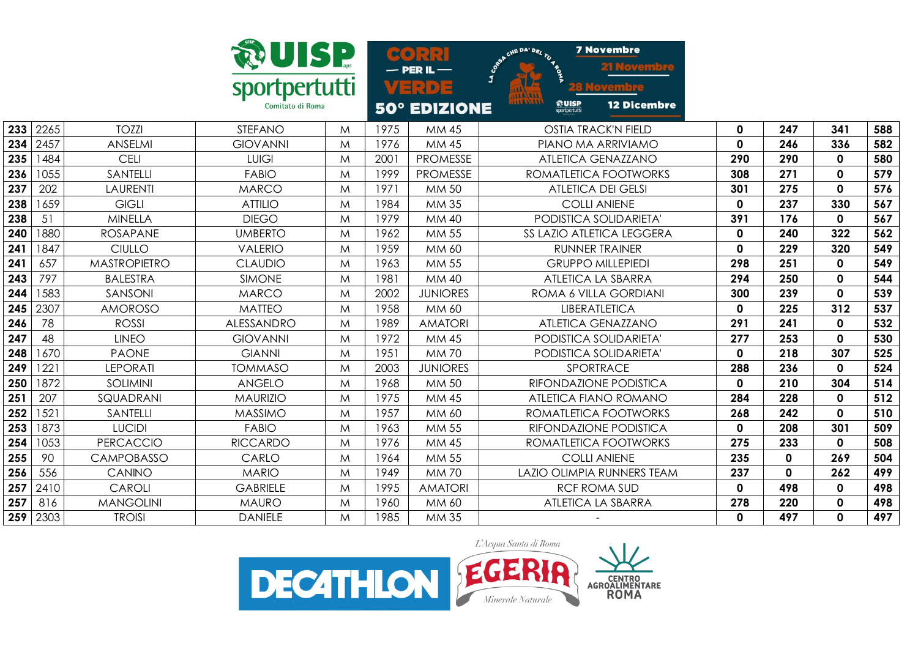| | | | | | | | | | | | |
|---|---|---|---|---|---|---|---|---|---|---|---|
| 233 | 2265 | TOZZI | STEFANO | M | 1975 | MM 45 | OSTIA TRACK'N FIELD | 0 | 247 | 341 | 588 |
| 234 | 2457 | ANSELMI | GIOVANNI | M | 1976 | MM 45 | PIANO MA ARRIVIAMO | 0 | 246 | 336 | 582 |
| 235 | 1484 | CELI | LUIGI | M | 2001 | PROMESSE | ATLETICA GENAZZANO | 290 | 290 | 0 | 580 |
| 236 | 1055 | SANTELLI | FABIO | M | 1999 | PROMESSE | ROMATLETICA FOOTWORKS | 308 | 271 | 0 | 579 |
| 237 | 202 | LAURENTI | MARCO | M | 1971 | MM 50 | ATLETICA DEI GELSI | 301 | 275 | 0 | 576 |
| 238 | 1659 | GIGLI | ATTILIO | M | 1984 | MM 35 | COLLI ANIENE | 0 | 237 | 330 | 567 |
| 238 | 51 | MINELLA | DIEGO | M | 1979 | MM 40 | PODISTICA SOLIDARIETA' | 391 | 176 | 0 | 567 |
| 240 | 1880 | ROSAPANE | UMBERTO | M | 1962 | MM 55 | SS LAZIO ATLETICA LEGGERA | 0 | 240 | 322 | 562 |
| 241 | 1847 | CIULLO | VALERIO | M | 1959 | MM 60 | RUNNER TRAINER | 0 | 229 | 320 | 549 |
| 241 | 657 | MASTROPIETRO | CLAUDIO | M | 1963 | MM 55 | GRUPPO MILLEPIEDI | 298 | 251 | 0 | 549 |
| 243 | 797 | BALESTRA | SIMONE | M | 1981 | MM 40 | ATLETICA LA SBARRA | 294 | 250 | 0 | 544 |
| 244 | 1583 | SANSONI | MARCO | M | 2002 | JUNIORES | ROMA 6 VILLA GORDIANI | 300 | 239 | 0 | 539 |
| 245 | 2307 | AMOROSO | MATTEO | M | 1958 | MM 60 | LIBERATLETICA | 0 | 225 | 312 | 537 |
| 246 | 78 | ROSSI | ALESSANDRO | M | 1989 | AMATORI | ATLETICA GENAZZANO | 291 | 241 | 0 | 532 |
| 247 | 48 | LINEO | GIOVANNI | M | 1972 | MM 45 | PODISTICA SOLIDARIETA' | 277 | 253 | 0 | 530 |
| 248 | 1670 | PAONE | GIANNI | M | 1951 | MM 70 | PODISTICA SOLIDARIETA' | 0 | 218 | 307 | 525 |
| 249 | 1221 | LEPORATI | TOMMASO | M | 2003 | JUNIORES | SPORTRACE | 288 | 236 | 0 | 524 |
| 250 | 1872 | SOLIMINI | ANGELO | M | 1968 | MM 50 | RIFONDAZIONE PODISTICA | 0 | 210 | 304 | 514 |
| 251 | 207 | SQUADRANI | MAURIZIO | M | 1975 | MM 45 | ATLETICA FIANO ROMANO | 284 | 228 | 0 | 512 |
| 252 | 1521 | SANTELLI | MASSIMO | M | 1957 | MM 60 | ROMATLETICA FOOTWORKS | 268 | 242 | 0 | 510 |
| 253 | 1873 | LUCIDI | FABIO | M | 1963 | MM 55 | RIFONDAZIONE PODISTICA | 0 | 208 | 301 | 509 |
| 254 | 1053 | PERCACCIO | RICCARDO | M | 1976 | MM 45 | ROMATLETICA FOOTWORKS | 275 | 233 | 0 | 508 |
| 255 | 90 | CAMPOBASSO | CARLO | M | 1964 | MM 55 | COLLI ANIENE | 235 | 0 | 269 | 504 |
| 256 | 556 | CANINO | MARIO | M | 1949 | MM 70 | LAZIO OLIMPIA RUNNERS TEAM | 237 | 0 | 262 | 499 |
| 257 | 2410 | CAROLI | GABRIELE | M | 1995 | AMATORI | RCF ROMA SUD | 0 | 498 | 0 | 498 |
| 257 | 816 | MANGOLINI | MAURO | M | 1960 | MM 60 | ATLETICA LA SBARRA | 278 | 220 | 0 | 498 |
| 259 | 2303 | TROISI | DANIELE | M | 1985 | MM 35 | - | 0 | 497 | 0 | 497 |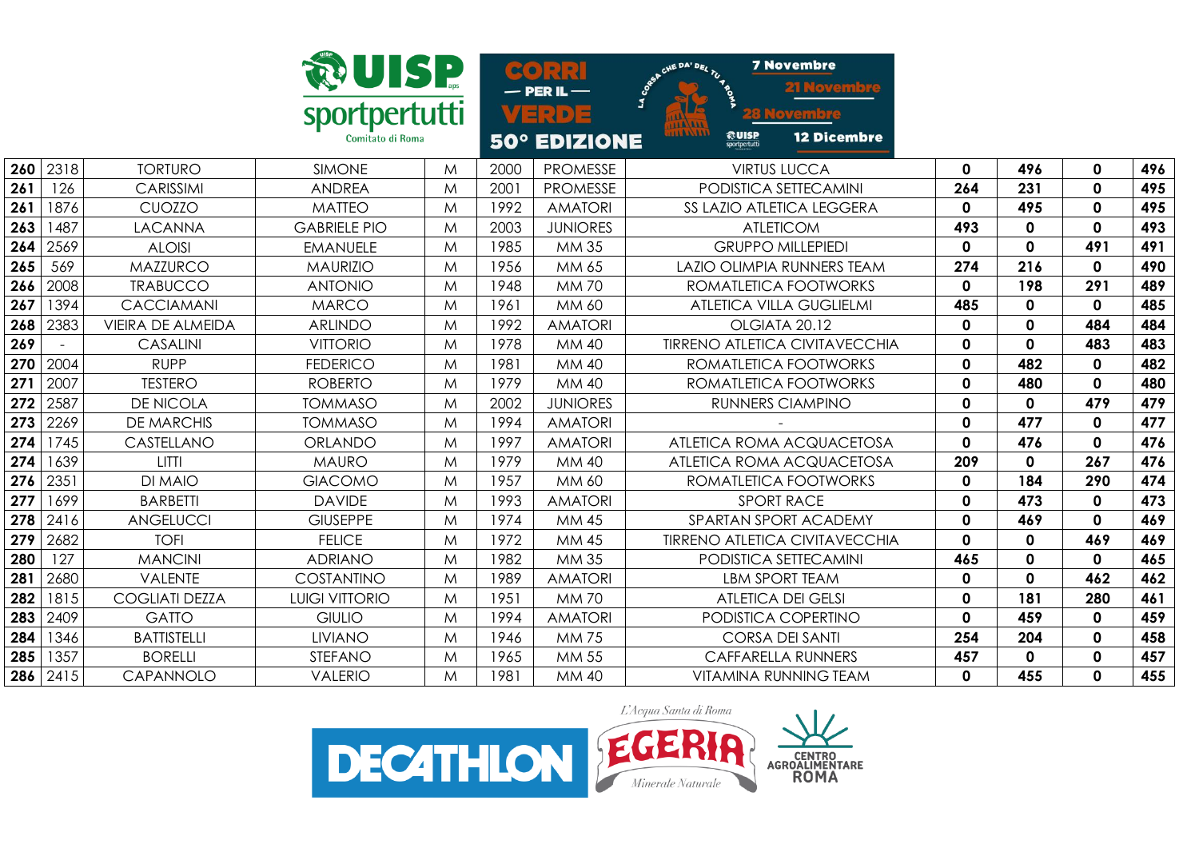| | | | | | | | | | | | |
|---|---|---|---|---|---|---|---|---|---|---|---|
| **260** | 2318 | TORTURO | SIMONE | M | 2000 | PROMESSE | VIRTUS LUCCA | **0** | **496** | **0** | **496** |
| **261** | 126 | CARISSIMI | ANDREA | M | 2001 | PROMESSE | PODISTICA SETTECAMINI | **264** | **231** | **0** | **495** |
| **261** | 1876 | CUOZZO | MATTEO | M | 1992 | AMATORI | SS LAZIO ATLETICA LEGGERA | **0** | **495** | **0** | **495** |
| **263** | 1487 | LACANNA | GABRIELE PIO | M | 2003 | JUNIORES | ATLETICOM | **493** | **0** | **0** | **493** |
| **264** | 2569 | ALOISI | EMANUELE | M | 1985 | MM 35 | GRUPPO MILLEPIEDI | **0** | **0** | **491** | **491** |
| **265** | 569 | MAZZURCO | MAURIZIO | M | 1956 | MM 65 | LAZIO OLIMPIA RUNNERS TEAM | **274** | **216** | **0** | **490** |
| **266** | 2008 | TRABUCCO | ANTONIO | M | 1948 | MM 70 | ROMATLETICA FOOTWORKS | **0** | **198** | **291** | **489** |
| **267** | 1394 | CACCIAMANI | MARCO | M | 1961 | MM 60 | ATLETICA VILLA GUGLIELMI | **485** | **0** | **0** | **485** |
| **268** | 2383 | VIEIRA DE ALMEIDA | ARLINDO | M | 1992 | AMATORI | OLGIATA 20.12 | **0** | **0** | **484** | **484** |
| **269** | - | CASALINI | VITTORIO | M | 1978 | MM 40 | TIRRENO ATLETICA CIVITAVECCHIA | **0** | **0** | **483** | **483** |
| **270** | 2004 | RUPP | FEDERICO | M | 1981 | MM 40 | ROMATLETICA FOOTWORKS | **0** | **482** | **0** | **482** |
| **271** | 2007 | TESTERO | ROBERTO | M | 1979 | MM 40 | ROMATLETICA FOOTWORKS | **0** | **480** | **0** | **480** |
| **272** | 2587 | DE NICOLA | TOMMASO | M | 2002 | JUNIORES | RUNNERS CIAMPINO | **0** | **0** | **479** | **479** |
| **273** | 2269 | DE MARCHIS | TOMMASO | M | 1994 | AMATORI | - | **0** | **477** | **0** | **477** |
| **274** | 1745 | CASTELLANO | ORLANDO | M | 1997 | AMATORI | ATLETICA ROMA ACQUACETOSA | **0** | **476** | **0** | **476** |
| **274** | 1639 | LITTI | MAURO | M | 1979 | MM 40 | ATLETICA ROMA ACQUACETOSA | **209** | **0** | **267** | **476** |
| **276** | 2351 | DI MAIO | GIACOMO | M | 1957 | MM 60 | ROMATLETICA FOOTWORKS | **0** | **184** | **290** | **474** |
| **277** | 1699 | BARBETTI | DAVIDE | M | 1993 | AMATORI | SPORT RACE | **0** | **473** | **0** | **473** |
| **278** | 2416 | ANGELUCCI | GIUSEPPE | M | 1974 | MM 45 | SPARTAN SPORT ACADEMY | **0** | **469** | **0** | **469** |
| **279** | 2682 | TOFI | FELICE | M | 1972 | MM 45 | TIRRENO ATLETICA CIVITAVECCHIA | **0** | **0** | **469** | **469** |
| **280** | 127 | MANCINI | ADRIANO | M | 1982 | MM 35 | PODISTICA SETTECAMINI | **465** | **0** | **0** | **465** |
| **281** | 2680 | VALENTE | COSTANTINO | M | 1989 | AMATORI | LBM SPORT TEAM | **0** | **0** | **462** | **462** |
| **282** | 1815 | COGLIATI DEZZA | LUIGI VITTORIO | M | 1951 | MM 70 | ATLETICA DEI GELSI | **0** | **181** | **280** | **461** |
| **283** | 2409 | GATTO | GIULIO | M | 1994 | AMATORI | PODISTICA COPERTINO | **0** | **459** | **0** | **459** |
| **284** | 1346 | BATTISTELLI | LIVIANO | M | 1946 | MM 75 | CORSA DEI SANTI | **254** | **204** | **0** | **458** |
| **285** | 1357 | BORELLI | STEFANO | M | 1965 | MM 55 | CAFFARELLA RUNNERS | **457** | **0** | **0** | **457** |
| **286** | 2415 | CAPANNOLO | VALERIO | M | 1981 | MM 40 | VITAMINA RUNNING TEAM | **0** | **455** | **0** | **455** |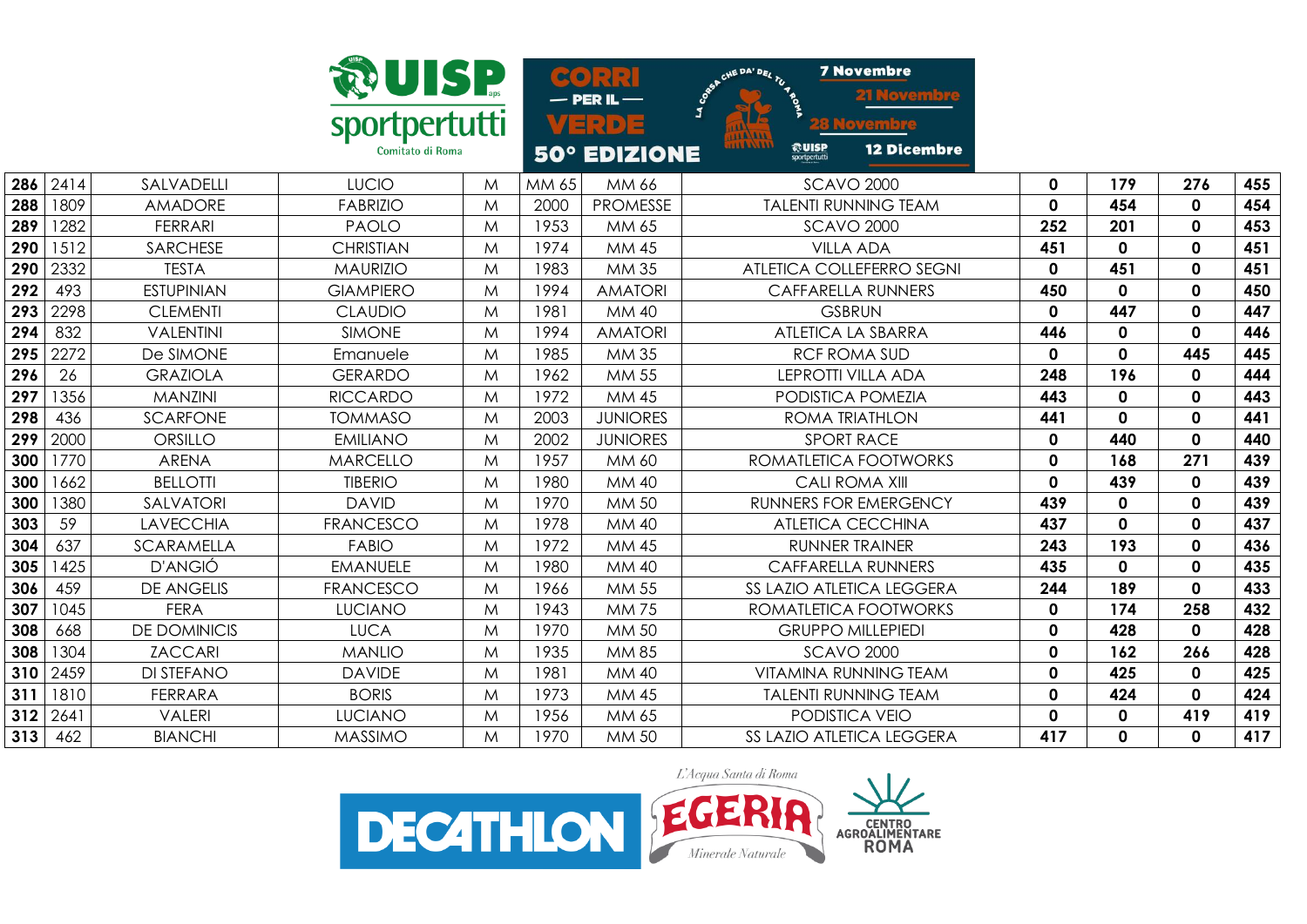| | | | | | | | | | | | |
|---|---|---|---|---|---|---|---|---|---|---|---|
| **286** | 2414 | SALVADELLI | LUCIO | M | MM 65 | MM 66 | SCAVO 2000 | **0** | **179** | **276** | **455** |
| **288** | 1809 | AMADORE | FABRIZIO | M | 2000 | PROMESSE | TALENTI RUNNING TEAM | **0** | **454** | **0** | **454** |
| **289** | 1282 | FERRARI | PAOLO | M | 1953 | MM 65 | SCAVO 2000 | **252** | **201** | **0** | **453** |
| **290** | 1512 | SARCHESE | CHRISTIAN | M | 1974 | MM 45 | VILLA ADA | **451** | **0** | **0** | **451** |
| **290** | 2332 | TESTA | MAURIZIO | M | 1983 | MM 35 | ATLETICA COLLEFERRO SEGNI | **0** | **451** | **0** | **451** |
| **292** | 493 | ESTUPINIAN | GIAMPIERO | M | 1994 | AMATORI | CAFFARELLA RUNNERS | **450** | **0** | **0** | **450** |
| **293** | 2298 | CLEMENTI | CLAUDIO | M | 1981 | MM 40 | GSBRUN | **0** | **447** | **0** | **447** |
| **294** | 832 | VALENTINI | SIMONE | M | 1994 | AMATORI | ATLETICA LA SBARRA | **446** | **0** | **0** | **446** |
| **295** | 2272 | De SIMONE | Emanuele | M | 1985 | MM 35 | RCF ROMA SUD | **0** | **0** | **445** | **445** |
| **296** | 26 | GRAZIOLA | GERARDO | M | 1962 | MM 55 | LEPROTTI VILLA ADA | **248** | **196** | **0** | **444** |
| **297** | 1356 | MANZINI | RICCARDO | M | 1972 | MM 45 | PODISTICA POMEZIA | **443** | **0** | **0** | **443** |
| **298** | 436 | SCARFONE | TOMMASO | M | 2003 | JUNIORES | ROMA TRIATHLON | **441** | **0** | **0** | **441** |
| **299** | 2000 | ORSILLO | EMILIANO | M | 2002 | JUNIORES | SPORT RACE | **0** | **440** | **0** | **440** |
| **300** | 1770 | ARENA | MARCELLO | M | 1957 | MM 60 | ROMATLETICA FOOTWORKS | **0** | **168** | **271** | **439** |
| **300** | 1662 | BELLOTTI | TIBERIO | M | 1980 | MM 40 | CALI ROMA XIII | **0** | **439** | **0** | **439** |
| **300** | 1380 | SALVATORI | DAVID | M | 1970 | MM 50 | RUNNERS FOR EMERGENCY | **439** | **0** | **0** | **439** |
| **303** | 59 | LAVECCHIA | FRANCESCO | M | 1978 | MM 40 | ATLETICA CECCHINA | **437** | **0** | **0** | **437** |
| **304** | 637 | SCARAMELLA | FABIO | M | 1972 | MM 45 | RUNNER TRAINER | **243** | **193** | **0** | **436** |
| **305** | 1425 | D'ANGIÓ | EMANUELE | M | 1980 | MM 40 | CAFFARELLA RUNNERS | **435** | **0** | **0** | **435** |
| **306** | 459 | DE ANGELIS | FRANCESCO | M | 1966 | MM 55 | SS LAZIO ATLETICA LEGGERA | **244** | **189** | **0** | **433** |
| **307** | 1045 | FERA | LUCIANO | M | 1943 | MM 75 | ROMATLETICA FOOTWORKS | **0** | **174** | **258** | **432** |
| **308** | 668 | DE DOMINICIS | LUCA | M | 1970 | MM 50 | GRUPPO MILLEPIEDI | **0** | **428** | **0** | **428** |
| **308** | 1304 | ZACCARI | MANLIO | M | 1935 | MM 85 | SCAVO 2000 | **0** | **162** | **266** | **428** |
| **310** | 2459 | DI STEFANO | DAVIDE | M | 1981 | MM 40 | VITAMINA RUNNING TEAM | **0** | **425** | **0** | **425** |
| **311** | 1810 | FERRARA | BORIS | M | 1973 | MM 45 | TALENTI RUNNING TEAM | **0** | **424** | **0** | **424** |
| **312** | 2641 | VALERI | LUCIANO | M | 1956 | MM 65 | PODISTICA VEIO | **0** | **0** | **419** | **419** |
| **313** | 462 | BIANCHI | MASSIMO | M | 1970 | MM 50 | SS LAZIO ATLETICA LEGGERA | **417** | **0** | **0** | **417** |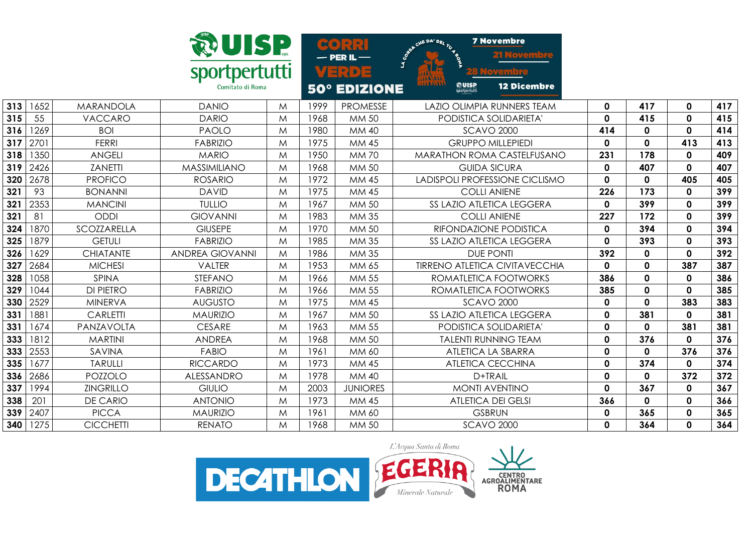| | | | | | | | | | | | |
|---|---|---|---|---|---|---|---|---|---|---|---|
| 313 | 1652 | MARANDOLA | DANIO | M | 1999 | PROMESSE | LAZIO OLIMPIA RUNNERS TEAM | 0 | 417 | 0 | 417 |
| 315 | 55 | VACCARO | DARIO | M | 1968 | MM 50 | PODISTICA SOLIDARIETA' | 0 | 415 | 0 | 415 |
| 316 | 1269 | BOI | PAOLO | M | 1980 | MM 40 | SCAVO 2000 | 414 | 0 | 0 | 414 |
| 317 | 2701 | FERRI | FABRIZIO | M | 1975 | MM 45 | GRUPPO MILLEPIEDI | 0 | 0 | 413 | 413 |
| 318 | 1350 | ANGELI | MARIO | M | 1950 | MM 70 | MARATHON ROMA CASTELFUSANO | 231 | 178 | 0 | 409 |
| 319 | 2426 | ZANETTI | MASSIMILIANO | M | 1968 | MM 50 | GUIDA SICURA | 0 | 407 | 0 | 407 |
| 320 | 2678 | PROFICO | ROSARIO | M | 1972 | MM 45 | LADISPOLI PROFESSIONE CICLISMO | 0 | 0 | 405 | 405 |
| 321 | 93 | BONANNI | DAVID | M | 1975 | MM 45 | COLLI ANIENE | 226 | 173 | 0 | 399 |
| 321 | 2353 | MANCINI | TULLIO | M | 1967 | MM 50 | SS LAZIO ATLETICA LEGGERA | 0 | 399 | 0 | 399 |
| 321 | 81 | ODDI | GIOVANNI | M | 1983 | MM 35 | COLLI ANIENE | 227 | 172 | 0 | 399 |
| 324 | 1870 | SCOZZARELLA | GIUSEPE | M | 1970 | MM 50 | RIFONDAZIONE PODISTICA | 0 | 394 | 0 | 394 |
| 325 | 1879 | GETULI | FABRIZIO | M | 1985 | MM 35 | SS LAZIO ATLETICA LEGGERA | 0 | 393 | 0 | 393 |
| 326 | 1629 | CHIATANTE | ANDREA GIOVANNI | M | 1986 | MM 35 | DUE PONTI | 392 | 0 | 0 | 392 |
| 327 | 2684 | MICHESI | VALTER | M | 1953 | MM 65 | TIRRENO ATLETICA CIVITAVECCHIA | 0 | 0 | 387 | 387 |
| 328 | 1058 | SPINA | STEFANO | M | 1966 | MM 55 | ROMATLETICA FOOTWORKS | 386 | 0 | 0 | 386 |
| 329 | 1044 | DI PIETRO | FABRIZIO | M | 1966 | MM 55 | ROMATLETICA FOOTWORKS | 385 | 0 | 0 | 385 |
| 330 | 2529 | MINERVA | AUGUSTO | M | 1975 | MM 45 | SCAVO 2000 | 0 | 0 | 383 | 383 |
| 331 | 1881 | CARLETTI | MAURIZIO | M | 1967 | MM 50 | SS LAZIO ATLETICA LEGGERA | 0 | 381 | 0 | 381 |
| 331 | 1674 | PANZAVOLTA | CESARE | M | 1963 | MM 55 | PODISTICA SOLIDARIETA' | 0 | 0 | 381 | 381 |
| 333 | 1812 | MARTINI | ANDREA | M | 1968 | MM 50 | TALENTI RUNNING TEAM | 0 | 376 | 0 | 376 |
| 333 | 2553 | SAVINA | FABIO | M | 1961 | MM 60 | ATLETICA LA SBARRA | 0 | 0 | 376 | 376 |
| 335 | 1677 | TARULLI | RICCARDO | M | 1973 | MM 45 | ATLETICA CECCHINA | 0 | 374 | 0 | 374 |
| 336 | 2686 | POZZOLO | ALESSANDRO | M | 1978 | MM 40 | D+TRAIL | 0 | 0 | 372 | 372 |
| 337 | 1994 | ZINGRILLO | GIULIO | M | 2003 | JUNIORES | MONTI AVENTINO | 0 | 367 | 0 | 367 |
| 338 | 201 | DE CARIO | ANTONIO | M | 1973 | MM 45 | ATLETICA DEI GELSI | 366 | 0 | 0 | 366 |
| 339 | 2407 | PICCA | MAURIZIO | M | 1961 | MM 60 | GSBRUN | 0 | 365 | 0 | 365 |
| 340 | 1275 | CICCHETTI | RENATO | M | 1968 | MM 50 | SCAVO 2000 | 0 | 364 | 0 | 364 |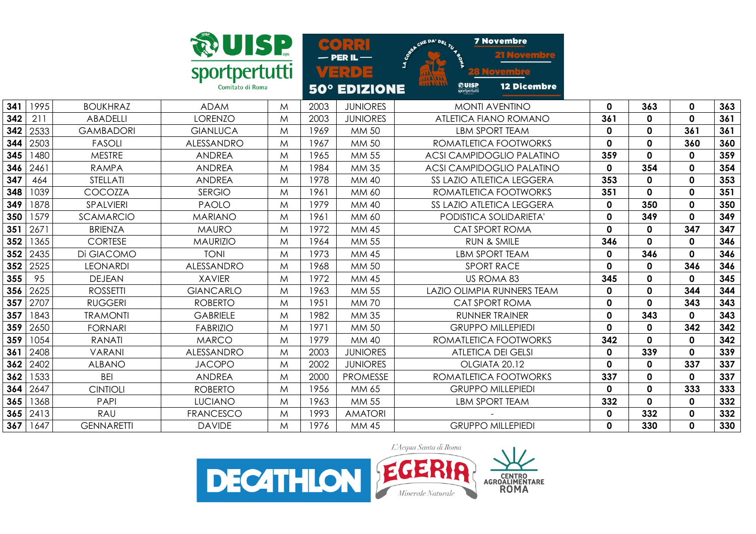| | | | | | | | | | | | | |
|---|---|---|---|---|---|---|---|---|---|---|---|---|
| **341** | 1995 | BOUKHRAZ | ADAM | M | 2003 | JUNIORES | MONTI AVENTINO | **0** | **363** | **0** | **363** |
| **342** | 211 | ABADELLI | LORENZO | M | 2003 | JUNIORES | ATLETICA FIANO ROMANO | **361** | **0** | **0** | **361** |
| **342** | 2533 | GAMBADORI | GIANLUCA | M | 1969 | MM 50 | LBM SPORT TEAM | **0** | **0** | **361** | **361** |
| **344** | 2503 | FASOLI | ALESSANDRO | M | 1967 | MM 50 | ROMATLETICA FOOTWORKS | **0** | **0** | **360** | **360** |
| **345** | 1480 | MESTRE | ANDREA | M | 1965 | MM 55 | ACSI CAMPIDOGLIO PALATINO | **359** | **0** | **0** | **359** |
| **346** | 2461 | RAMPA | ANDREA | M | 1984 | MM 35 | ACSI CAMPIDOGLIO PALATINO | **0** | **354** | **0** | **354** |
| **347** | 464 | STELLATI | ANDREA | M | 1978 | MM 40 | SS LAZIO ATLETICA LEGGERA | **353** | **0** | **0** | **353** |
| **348** | 1039 | COCOZZA | SERGIO | M | 1961 | MM 60 | ROMATLETICA FOOTWORKS | **351** | **0** | **0** | **351** |
| **349** | 1878 | SPALVIERI | PAOLO | M | 1979 | MM 40 | SS LAZIO ATLETICA LEGGERA | **0** | **350** | **0** | **350** |
| **350** | 1579 | SCAMARCIO | MARIANO | M | 1961 | MM 60 | PODISTICA SOLIDARIETA' | **0** | **349** | **0** | **349** |
| **351** | 2671 | BRIENZA | MAURO | M | 1972 | MM 45 | CAT SPORT ROMA | **0** | **0** | **347** | **347** |
| **352** | 1365 | CORTESE | MAURIZIO | M | 1964 | MM 55 | RUN & SMILE | **346** | **0** | **0** | **346** |
| **352** | 2435 | Di GIACOMO | TONI | M | 1973 | MM 45 | LBM SPORT TEAM | **0** | **346** | **0** | **346** |
| **352** | 2525 | LEONARDI | ALESSANDRO | M | 1968 | MM 50 | SPORT RACE | **0** | **0** | **346** | **346** |
| **355** | 95 | DEJEAN | XAVIER | M | 1972 | MM 45 | US ROMA 83 | **345** | **0** | **0** | **345** |
| **356** | 2625 | ROSSETTI | GIANCARLO | M | 1963 | MM 55 | LAZIO OLIMPIA RUNNERS TEAM | **0** | **0** | **344** | **344** |
| **357** | 2707 | RUGGERI | ROBERTO | M | 1951 | MM 70 | CAT SPORT ROMA | **0** | **0** | **343** | **343** |
| **357** | 1843 | TRAMONTI | GABRIELE | M | 1982 | MM 35 | RUNNER TRAINER | **0** | **343** | **0** | **343** |
| **359** | 2650 | FORNARI | FABRIZIO | M | 1971 | MM 50 | GRUPPO MILLEPIEDI | **0** | **0** | **342** | **342** |
| **359** | 1054 | RANATI | MARCO | M | 1979 | MM 40 | ROMATLETICA FOOTWORKS | **342** | **0** | **0** | **342** |
| **361** | 2408 | VARANI | ALESSANDRO | M | 2003 | JUNIORES | ATLETICA DEI GELSI | **0** | **339** | **0** | **339** |
| **362** | 2402 | ALBANO | JACOPO | M | 2002 | JUNIORES | OLGIATA 20.12 | **0** | **0** | **337** | **337** |
| **362** | 1533 | BEI | ANDREA | M | 2000 | PROMESSE | ROMATLETICA FOOTWORKS | **337** | **0** | **0** | **337** |
| **364** | 2647 | CINTIOLI | ROBERTO | M | 1956 | MM 65 | GRUPPO MILLEPIEDI | **0** | **0** | **333** | **333** |
| **365** | 1368 | PAPI | LUCIANO | M | 1963 | MM 55 | LBM SPORT TEAM | **332** | **0** | **0** | **332** |
| **365** | 2413 | RAU | FRANCESCO | M | 1993 | AMATORI | - | **0** | **332** | **0** | **332** |
| **367** | 1647 | GENNARETTI | DAVIDE | M | 1976 | MM 45 | GRUPPO MILLEPIEDI | **0** | **330** | **0** | **330** |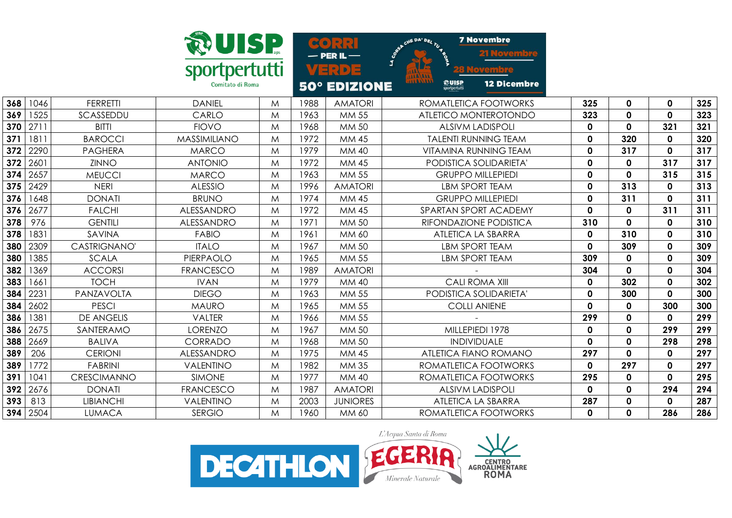| | | | | | | | | | | | |
|---|---|---|---|---|---|---|---|---|---|---|---|
| **368** | 1046 | FERRETTI | DANIEL | M | 1988 | AMATORI | ROMATLETICA FOOTWORKS | **325** | **0** | **0** | **325** |
| **369** | 1525 | SCASSEDDU | CARLO | M | 1963 | MM 55 | ATLETICO MONTEROTONDO | **323** | **0** | **0** | **323** |
| **370** | 2711 | BITTI | FIOVO | M | 1968 | MM 50 | ALSIVM LADISPOLI | **0** | **0** | **321** | **321** |
| **371** | 1811 | BAROCCI | MASSIMILIANO | M | 1972 | MM 45 | TALENTI RUNNING TEAM | **0** | **320** | **0** | **320** |
| **372** | 2290 | PAGHERA | MARCO | M | 1979 | MM 40 | VITAMINA RUNNING TEAM | **0** | **317** | **0** | **317** |
| **372** | 2601 | ZINNO | ANTONIO | M | 1972 | MM 45 | PODISTICA SOLIDARIETA' | **0** | **0** | **317** | **317** |
| **374** | 2657 | MEUCCI | MARCO | M | 1963 | MM 55 | GRUPPO MILLEPIEDI | **0** | **0** | **315** | **315** |
| **375** | 2429 | NERI | ALESSIO | M | 1996 | AMATORI | LBM SPORT TEAM | **0** | **313** | **0** | **313** |
| **376** | 1648 | DONATI | BRUNO | M | 1974 | MM 45 | GRUPPO MILLEPIEDI | **0** | **311** | **0** | **311** |
| **376** | 2677 | FALCHI | ALESSANDRO | M | 1972 | MM 45 | SPARTAN SPORT ACADEMY | **0** | **0** | **311** | **311** |
| **378** | 976 | GENTILI | ALESSANDRO | M | 1971 | MM 50 | RIFONDAZIONE PODISTICA | **310** | **0** | **0** | **310** |
| **378** | 1831 | SAVINA | FABIO | M | 1961 | MM 60 | ATLETICA LA SBARRA | **0** | **310** | **0** | **310** |
| **380** | 2309 | CASTRIGNANO' | ITALO | M | 1967 | MM 50 | LBM SPORT TEAM | **0** | **309** | **0** | **309** |
| **380** | 1385 | SCALA | PIERPAOLO | M | 1965 | MM 55 | LBM SPORT TEAM | **309** | **0** | **0** | **309** |
| **382** | 1369 | ACCORSI | FRANCESCO | M | 1989 | AMATORI | - | **304** | **0** | **0** | **304** |
| **383** | 1661 | TOCH | IVAN | M | 1979 | MM 40 | CALI ROMA XIII | **0** | **302** | **0** | **302** |
| **384** | 2231 | PANZAVOLTA | DIEGO | M | 1963 | MM 55 | PODISTICA SOLIDARIETA' | **0** | **300** | **0** | **300** |
| **384** | 2602 | PESCI | MAURO | M | 1965 | MM 55 | COLLI ANIENE | **0** | **0** | **300** | **300** |
| **386** | 1381 | DE ANGELIS | VALTER | M | 1966 | MM 55 | - | **299** | **0** | **0** | **299** |
| **386** | 2675 | SANTERAMO | LORENZO | M | 1967 | MM 50 | MILLEPIEDI 1978 | **0** | **0** | **299** | **299** |
| **388** | 2669 | BALIVA | CORRADO | M | 1968 | MM 50 | INDIVIDUALE | **0** | **0** | **298** | **298** |
| **389** | 206 | CERIONI | ALESSANDRO | M | 1975 | MM 45 | ATLETICA FIANO ROMANO | **297** | **0** | **0** | **297** |
| **389** | 1772 | FABRINI | VALENTINO | M | 1982 | MM 35 | ROMATLETICA FOOTWORKS | **0** | **297** | **0** | **297** |
| **391** | 1041 | CRESCIMANNO | SIMONE | M | 1977 | MM 40 | ROMATLETICA FOOTWORKS | **295** | **0** | **0** | **295** |
| **392** | 2676 | DONATI | FRANCESCO | M | 1987 | AMATORI | ALSIVM LADISPOLI | **0** | **0** | **294** | **294** |
| **393** | 813 | LIBIANCHI | VALENTINO | M | 2003 | JUNIORES | ATLETICA LA SBARRA | **287** | **0** | **0** | **287** |
| **394** | 2504 | LUMACA | SERGIO | M | 1960 | MM 60 | ROMATLETICA FOOTWORKS | **0** | **0** | **286** | **286** |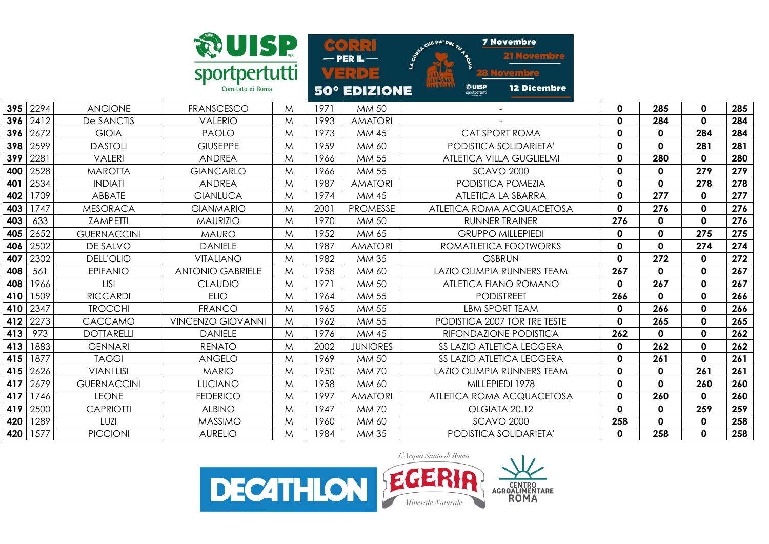| | | | | | | | | | | | | |
|---|---|---|---|---|---|---|---|---|---|---|---|---|
| **395** | 2294 | ANGIONE | FRANSCESCO | M | 1971 | MM 50 | - | **0** | **285** | **0** | **285** |
| **396** | 2412 | De SANCTIS | VALERIO | M | 1993 | AMATORI | - | **0** | **284** | **0** | **284** |
| **396** | 2672 | GIOIA | PAOLO | M | 1973 | MM 45 | CAT SPORT ROMA | **0** | **0** | **284** | **284** |
| **398** | 2599 | DASTOLI | GIUSEPPE | M | 1959 | MM 60 | PODISTICA SOLIDARIETA' | **0** | **0** | **281** | **281** |
| **399** | 2281 | VALERI | ANDREA | M | 1966 | MM 55 | ATLETICA VILLA GUGLIELMI | **0** | **280** | **0** | **280** |
| **400** | 2528 | MAROTTA | GIANCARLO | M | 1966 | MM 55 | SCAVO 2000 | **0** | **0** | **279** | **279** |
| **401** | 2534 | INDIATI | ANDREA | M | 1987 | AMATORI | PODISTICA POMEZIA | **0** | **0** | **278** | **278** |
| **402** | 1709 | ABBATE | GIANLUCA | M | 1974 | MM 45 | ATLETICA LA SBARRA | **0** | **277** | **0** | **277** |
| **403** | 1747 | MESORACA | GIANMARIO | M | 2001 | PROMESSE | ATLETICA ROMA ACQUACETOSA | **0** | **276** | **0** | **276** |
| **403** | 633 | ZAMPETTI | MAURIZIO | M | 1970 | MM 50 | RUNNER TRAINER | **276** | **0** | **0** | **276** |
| **405** | 2652 | GUERNACCINI | MAURO | M | 1952 | MM 65 | GRUPPO MILLEPIEDI | **0** | **0** | **275** | **275** |
| **406** | 2502 | DE SALVO | DANIELE | M | 1987 | AMATORI | ROMATLETICA FOOTWORKS | **0** | **0** | **274** | **274** |
| **407** | 2302 | DELL'OLIO | VITALIANO | M | 1982 | MM 35 | GSBRUN | **0** | **272** | **0** | **272** |
| **408** | 561 | EPIFANIO | ANTONIO GABRIELE | M | 1958 | MM 60 | LAZIO OLIMPIA RUNNERS TEAM | **267** | **0** | **0** | **267** |
| **408** | 1966 | LISI | CLAUDIO | M | 1971 | MM 50 | ATLETICA FIANO ROMANO | **0** | **267** | **0** | **267** |
| **410** | 1509 | RICCARDI | ELIO | M | 1964 | MM 55 | PODISTREET | **266** | **0** | **0** | **266** |
| **410** | 2347 | TROCCHI | FRANCO | M | 1965 | MM 55 | LBM SPORT TEAM | **0** | **266** | **0** | **266** |
| **412** | 2273 | CACCAMO | VINCENZO GIOVANNI | M | 1962 | MM 55 | PODISTICA 2007 TOR TRE TESTE | **0** | **265** | **0** | **265** |
| **413** | 973 | DOTTARELLI | DANIELE | M | 1976 | MM 45 | RIFONDAZIONE PODISTICA | **262** | **0** | **0** | **262** |
| **413** | 1883 | GENNARI | RENATO | M | 2002 | JUNIORES | SS LAZIO ATLETICA LEGGERA | **0** | **262** | **0** | **262** |
| **415** | 1877 | TAGGI | ANGELO | M | 1969 | MM 50 | SS LAZIO ATLETICA LEGGERA | **0** | **261** | **0** | **261** |
| **415** | 2626 | VIANI LISI | MARIO | M | 1950 | MM 70 | LAZIO OLIMPIA RUNNERS TEAM | **0** | **0** | **261** | **261** |
| **417** | 2679 | GUERNACCINI | LUCIANO | M | 1958 | MM 60 | MILLEPIEDI 1978 | **0** | **0** | **260** | **260** |
| **417** | 1746 | LEONE | FEDERICO | M | 1997 | AMATORI | ATLETICA ROMA ACQUACETOSA | **0** | **260** | **0** | **260** |
| **419** | 2500 | CAPRIOTTI | ALBINO | M | 1947 | MM 70 | OLGIATA 20.12 | **0** | **0** | **259** | **259** |
| **420** | 1289 | LUZI | MASSIMO | M | 1960 | MM 60 | SCAVO 2000 | **258** | **0** | **0** | **258** |
| **420** | 1577 | PICCIONI | AURELIO | M | 1984 | MM 35 | PODISTICA SOLIDARIETA' | **0** | **258** | **0** | **258** |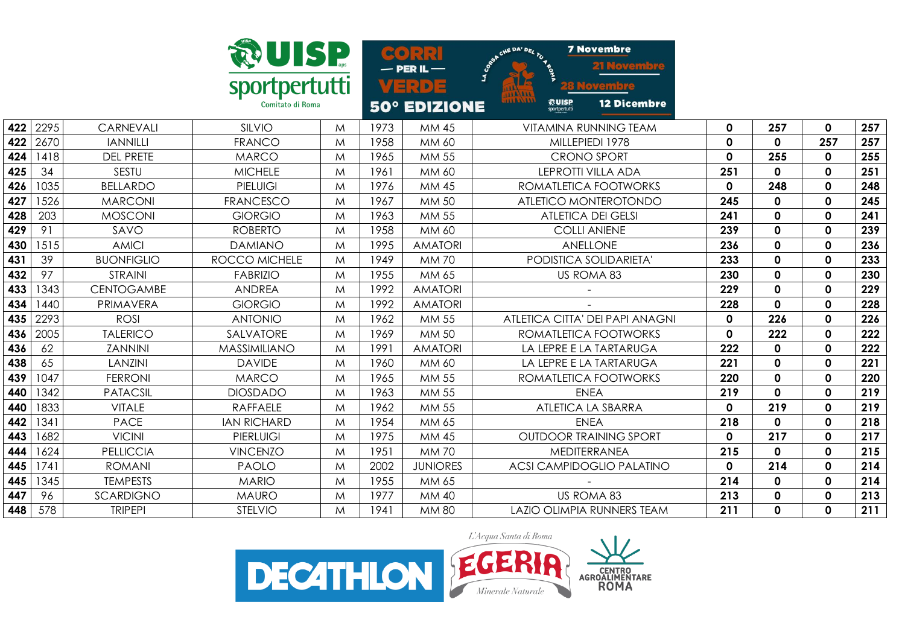| | | | | | | | | | | | |
|---|---|---|---|---|---|---|---|---|---|---|---|
| 422 | 2295 | CARNEVALI | SILVIO | M | 1973 | MM 45 | VITAMINA RUNNING TEAM | 0 | 257 | 0 | 257 |
| 422 | 2670 | IANNILLI | FRANCO | M | 1958 | MM 60 | MILLEPIEDI 1978 | 0 | 0 | 257 | 257 |
| 424 | 1418 | DEL PRETE | MARCO | M | 1965 | MM 55 | CRONO SPORT | 0 | 255 | 0 | 255 |
| 425 | 34 | SESTU | MICHELE | M | 1961 | MM 60 | LEPROTTI VILLA ADA | 251 | 0 | 0 | 251 |
| 426 | 1035 | BELLARDO | PIELUIGI | M | 1976 | MM 45 | ROMATLETICA FOOTWORKS | 0 | 248 | 0 | 248 |
| 427 | 1526 | MARCONI | FRANCESCO | M | 1967 | MM 50 | ATLETICO MONTEROTONDO | 245 | 0 | 0 | 245 |
| 428 | 203 | MOSCONI | GIORGIO | M | 1963 | MM 55 | ATLETICA DEI GELSI | 241 | 0 | 0 | 241 |
| 429 | 91 | SAVO | ROBERTO | M | 1958 | MM 60 | COLLI ANIENE | 239 | 0 | 0 | 239 |
| 430 | 1515 | AMICI | DAMIANO | M | 1995 | AMATORI | ANELLONE | 236 | 0 | 0 | 236 |
| 431 | 39 | BUONFIGLIO | ROCCO MICHELE | M | 1949 | MM 70 | PODISTICA SOLIDARIETA' | 233 | 0 | 0 | 233 |
| 432 | 97 | STRAINI | FABRIZIO | M | 1955 | MM 65 | US ROMA 83 | 230 | 0 | 0 | 230 |
| 433 | 1343 | CENTOGAMBE | ANDREA | M | 1992 | AMATORI | - | 229 | 0 | 0 | 229 |
| 434 | 1440 | PRIMAVERA | GIORGIO | M | 1992 | AMATORI | - | 228 | 0 | 0 | 228 |
| 435 | 2293 | ROSI | ANTONIO | M | 1962 | MM 55 | ATLETICA CITTA' DEI PAPI ANAGNI | 0 | 226 | 0 | 226 |
| 436 | 2005 | TALERICO | SALVATORE | M | 1969 | MM 50 | ROMATLETICA FOOTWORKS | 0 | 222 | 0 | 222 |
| 436 | 62 | ZANNINI | MASSIMILIANO | M | 1991 | AMATORI | LA LEPRE E LA TARTARUGA | 222 | 0 | 0 | 222 |
| 438 | 65 | LANZINI | DAVIDE | M | 1960 | MM 60 | LA LEPRE E LA TARTARUGA | 221 | 0 | 0 | 221 |
| 439 | 1047 | FERRONI | MARCO | M | 1965 | MM 55 | ROMATLETICA FOOTWORKS | 220 | 0 | 0 | 220 |
| 440 | 1342 | PATACSIL | DIOSDADO | M | 1963 | MM 55 | ENEA | 219 | 0 | 0 | 219 |
| 440 | 1833 | VITALE | RAFFAELE | M | 1962 | MM 55 | ATLETICA LA SBARRA | 0 | 219 | 0 | 219 |
| 442 | 1341 | PACE | IAN RICHARD | M | 1954 | MM 65 | ENEA | 218 | 0 | 0 | 218 |
| 443 | 1682 | VICINI | PIERLUIGI | M | 1975 | MM 45 | OUTDOOR TRAINING SPORT | 0 | 217 | 0 | 217 |
| 444 | 1624 | PELLICCIA | VINCENZO | M | 1951 | MM 70 | MEDITERRANEA | 215 | 0 | 0 | 215 |
| 445 | 1741 | ROMANI | PAOLO | M | 2002 | JUNIORES | ACSI CAMPIDOGLIO PALATINO | 0 | 214 | 0 | 214 |
| 445 | 1345 | TEMPESTS | MARIO | M | 1955 | MM 65 | - | 214 | 0 | 0 | 214 |
| 447 | 96 | SCARDIGNO | MAURO | M | 1977 | MM 40 | US ROMA 83 | 213 | 0 | 0 | 213 |
| 448 | 578 | TRIPEPI | STELVIO | M | 1941 | MM 80 | LAZIO OLIMPIA RUNNERS TEAM | 211 | 0 | 0 | 211 |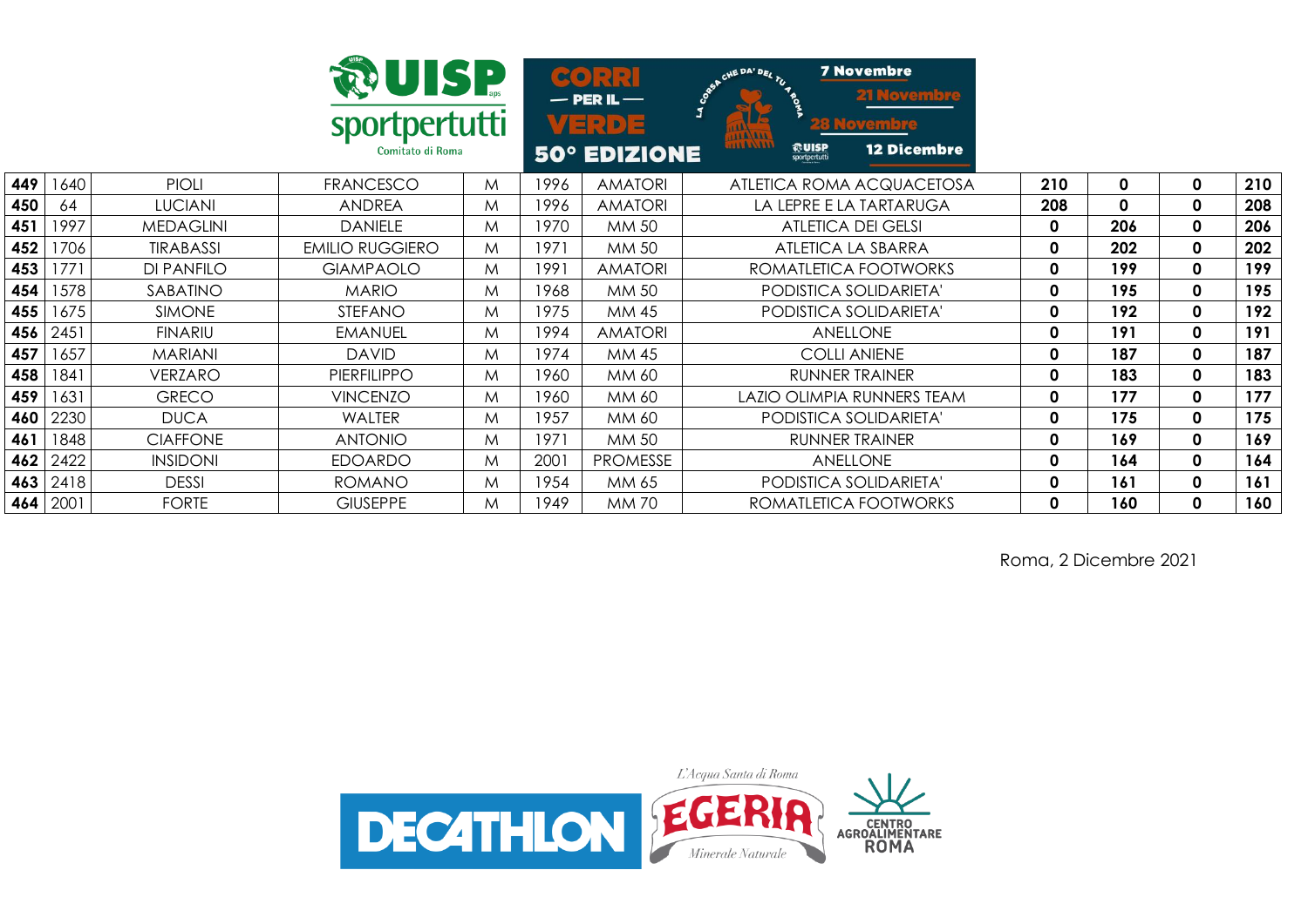| | | | | | | | | | | | |
|---|---|---|---|---|---|---|---|---|---|---|---|
| **449** | 1640 | PIOLI | FRANCESCO | M | 1996 | AMATORI | ATLETICA ROMA ACQUACETOSA | **210** | **0** | **0** | **210** |
| **450** | 64 | LUCIANI | ANDREA | M | 1996 | AMATORI | LA LEPRE E LA TARTARUGA | **208** | **0** | **0** | **208** |
| **451** | 1997 | MEDAGLINI | DANIELE | M | 1970 | MM 50 | ATLETICA DEI GELSI | **0** | **206** | **0** | **206** |
| **452** | 1706 | TIRABASSI | EMILIO RUGGIERO | M | 1971 | MM 50 | ATLETICA LA SBARRA | **0** | **202** | **0** | **202** |
| **453** | 1771 | DI PANFILO | GIAMPAOLO | M | 1991 | AMATORI | ROMATLETICA FOOTWORKS | **0** | **199** | **0** | **199** |
| **454** | 1578 | SABATINO | MARIO | M | 1968 | MM 50 | PODISTICA SOLIDARIETA' | **0** | **195** | **0** | **195** |
| **455** | 1675 | SIMONE | STEFANO | M | 1975 | MM 45 | PODISTICA SOLIDARIETA' | **0** | **192** | **0** | **192** |
| **456** | 2451 | FINARIU | EMANUEL | M | 1994 | AMATORI | ANELLONE | **0** | **191** | **0** | **191** |
| **457** | 1657 | MARIANI | DAVID | M | 1974 | MM 45 | COLLI ANIENE | **0** | **187** | **0** | **187** |
| **458** | 1841 | VERZARO | PIERFILIPPO | M | 1960 | MM 60 | RUNNER TRAINER | **0** | **183** | **0** | **183** |
| **459** | 1631 | GRECO | VINCENZO | M | 1960 | MM 60 | LAZIO OLIMPIA RUNNERS TEAM | **0** | **177** | **0** | **177** |
| **460** | 2230 | DUCA | WALTER | M | 1957 | MM 60 | PODISTICA SOLIDARIETA' | **0** | **175** | **0** | **175** |
| **461** | 1848 | CIAFFONE | ANTONIO | M | 1971 | MM 50 | RUNNER TRAINER | **0** | **169** | **0** | **169** |
| **462** | 2422 | INSIDONI | EDOARDO | M | 2001 | PROMESSE | ANELLONE | **0** | **164** | **0** | **164** |
| **463** | 2418 | DESSI | ROMANO | M | 1954 | MM 65 | PODISTICA SOLIDARIETA' | **0** | **161** | **0** | **161** |
| **464** | 2001 | FORTE | GIUSEPPE | M | 1949 | MM 70 | ROMATLETICA FOOTWORKS | **0** | **160** | **0** | **160** |

Roma, 2 Dicembre 2021